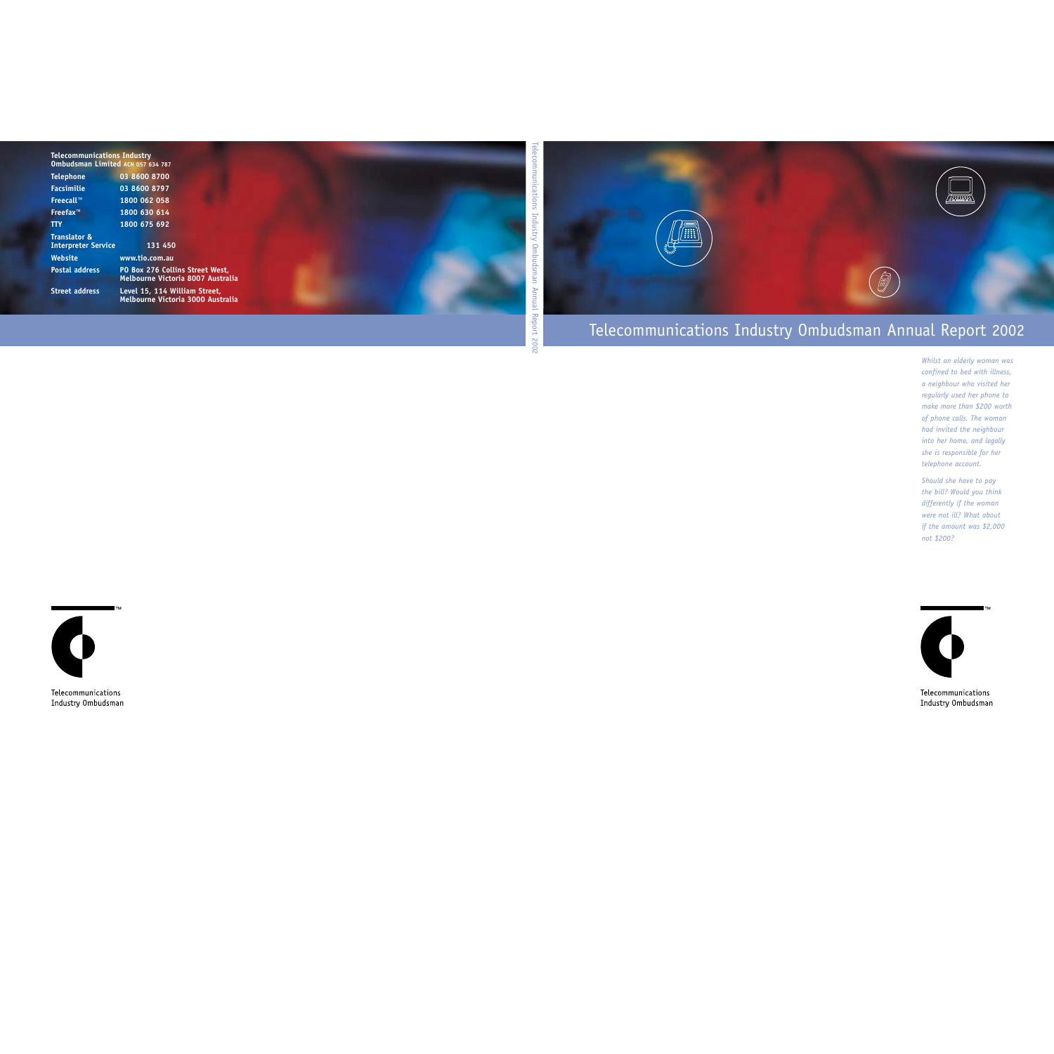# Telecommunications Industry Ombudsman Annual Report 2002

*Whilst an elderly woman was confined to bed with illness, a neighbour who visited her regularly used her phone to make more than $200 worth of phone calls. The woman had invited the neighbour into her home, and legally she is responsible for her telephone account.*

*Should she have to pay the bill? Would you think differently if the woman were not ill? What about if the amount was $2,000 not $200?*

Telecommunications Industry Ombudsman

**Telecommunications Industry Ombudsman Limited** ACN 057 634 787

| | |
|---|---|
| **Telephone** | 03 8600 8700 |
| **Facsimilie** | 03 8600 8797 |
| **Freecall™** | 1800 062 058 |
| **Freefax™** | 1800 630 614 |
| **TTY** | 1800 675 692 |
| **Translator & Interpreter Service** | 131 450 |
| **Website** | www.tio.com.au |
| **Postal address** | PO Box 276 Collins Street West, Melbourne Victoria 8007 Australia |
| **Street address** | Level 15, 114 William Street, Melbourne Victoria 3000 Australia |

Telecommunications Industry Ombudsman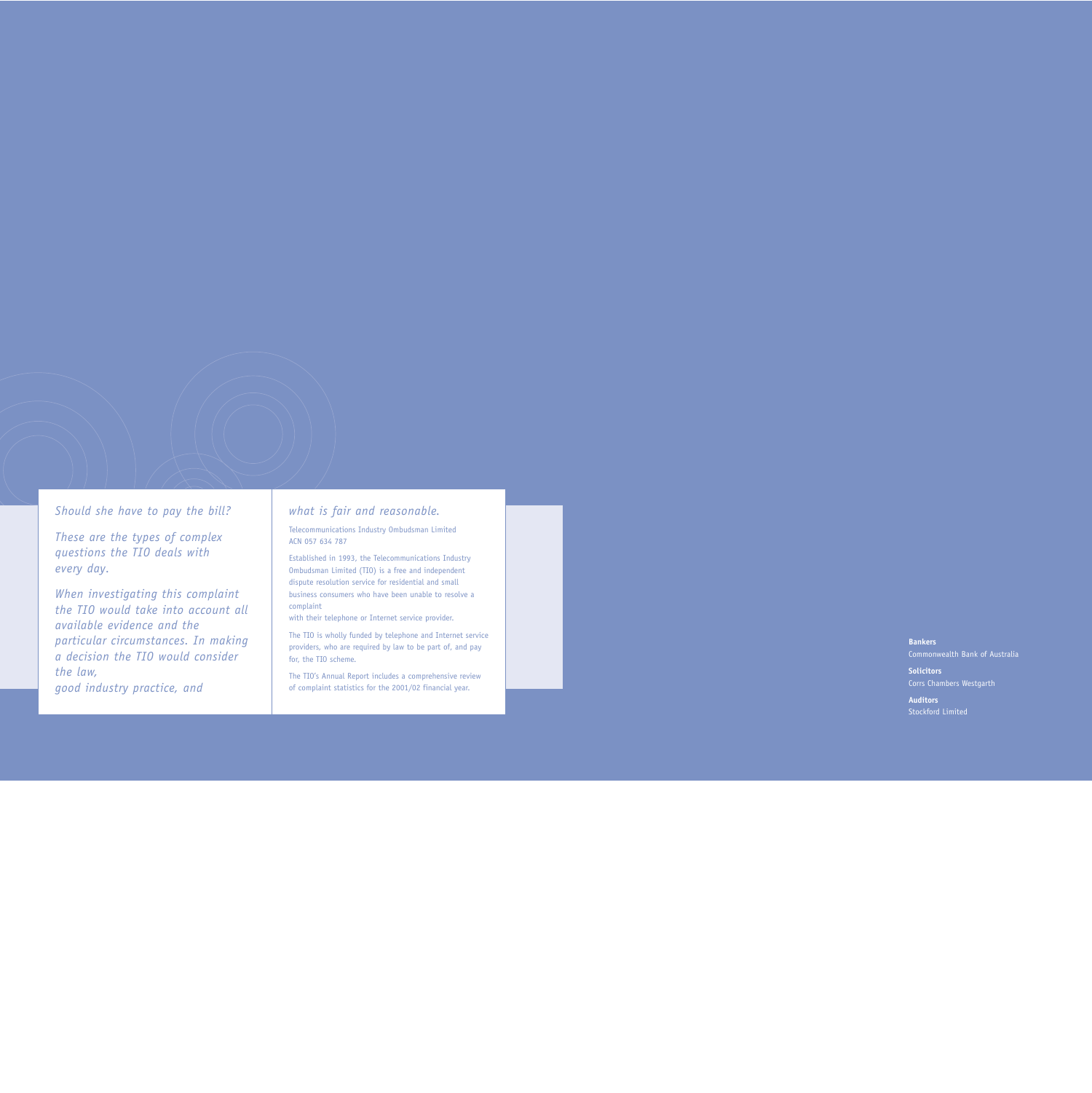*Should she have to pay the bill?*

*These are the types of complex questions the TIO deals with every day.*

*When investigating this complaint the TIO would take into account all available evidence and the particular circumstances. In making a decision the TIO would consider the law, good industry practice, and what is fair and reasonable.*

Telecommunications Industry Ombudsman Limited
ACN 057 634 787

Established in 1993, the Telecommunications Industry Ombudsman Limited (TIO) is a free and independent dispute resolution service for residential and small business consumers who have been unable to resolve a complaint with their telephone or Internet service provider.

The TIO is wholly funded by telephone and Internet service providers, who are required by law to be part of, and pay for, the TIO scheme.

The TIO's Annual Report includes a comprehensive review of complaint statistics for the 2001/02 financial year.

**Bankers**
Commonwealth Bank of Australia

**Solicitors**
Corrs Chambers Westgarth

**Auditors**
Stockford Limited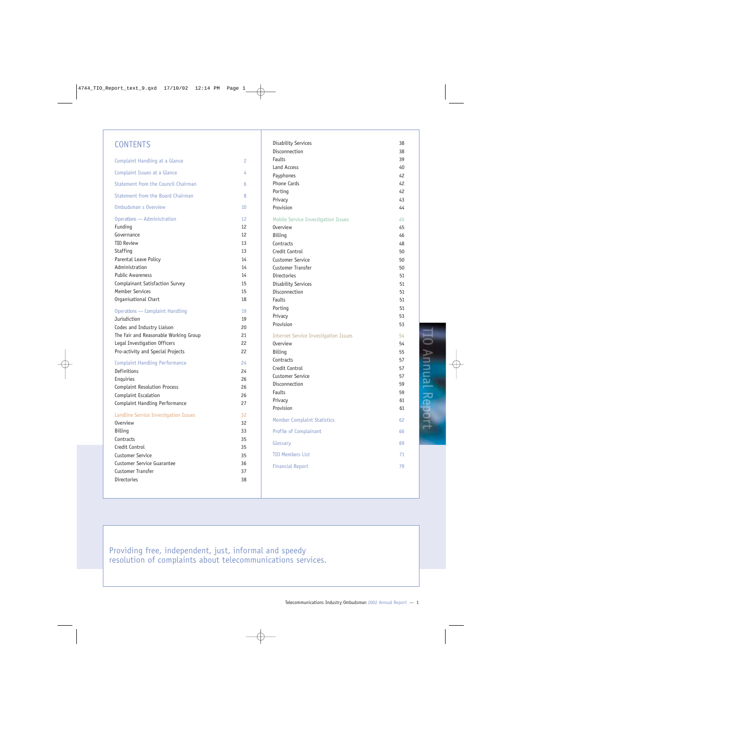# CONTENTS

| | |
|---|---|
| Complaint Handling at a Glance | 2 |
| Complaint Issues at a Glance | 4 |
| Statement from the Council Chairman | 6 |
| Statement from the Board Chairman | 8 |
| Ombudsman s Overview | 10 |
| **Operations — Administration** | **12** |
| Funding | 12 |
| Governance | 12 |
| TIO Review | 13 |
| Staffing | 13 |
| Parental Leave Policy | 14 |
| Administration | 14 |
| Public Awareness | 14 |
| Complainant Satisfaction Survey | 15 |
| Member Services | 15 |
| Organisational Chart | 18 |
| **Operations — Complaint Handling** | **19** |
| Jurisdiction | 19 |
| Codes and Industry Liaison | 20 |
| The Fair and Reasonable Working Group | 21 |
| Legal Investigation Officers | 22 |
| Pro-activity and Special Projects | 22 |
| **Complaint Handling Performance** | **24** |
| Definitions | 24 |
| Enquiries | 26 |
| Complaint Resolution Process | 26 |
| Complaint Escalation | 26 |
| Complaint Handling Performance | 27 |
| **Landline Service Investigation Issues** | **32** |
| Overview | 32 |
| Billing | 33 |
| Contracts | 35 |
| Credit Control | 35 |
| Customer Service | 35 |
| Customer Service Guarantee | 36 |
| Customer Transfer | 37 |
| Directories | 38 |
| Disability Services | 38 |
| Disconnection | 38 |
| Faults | 39 |
| Land Access | 40 |
| Payphones | 42 |
| Phone Cards | 42 |
| Porting | 42 |
| Privacy | 43 |
| Provision | 44 |
| **Mobile Service Investigation Issues** | **45** |
| Overview | 45 |
| Billing | 46 |
| Contracts | 48 |
| Credit Control | 50 |
| Customer Service | 50 |
| Customer Transfer | 50 |
| Directories | 51 |
| Disability Services | 51 |
| Disconnection | 51 |
| Faults | 51 |
| Porting | 51 |
| Privacy | 53 |
| Provision | 53 |
| **Internet Service Investigation Issues** | **54** |
| Overview | 54 |
| Billing | 55 |
| Contracts | 57 |
| Credit Control | 57 |
| Customer Service | 57 |
| Disconnection | 59 |
| Faults | 59 |
| Privacy | 61 |
| Provision | 61 |
| **Member Complaint Statistics** | **62** |
| **Profile of Complainant** | **66** |
| **Glossary** | **69** |
| **TIO Members List** | **71** |
| **Financial Report** | **79** |

Providing free, independent, just, informal and speedy resolution of complaints about telecommunications services.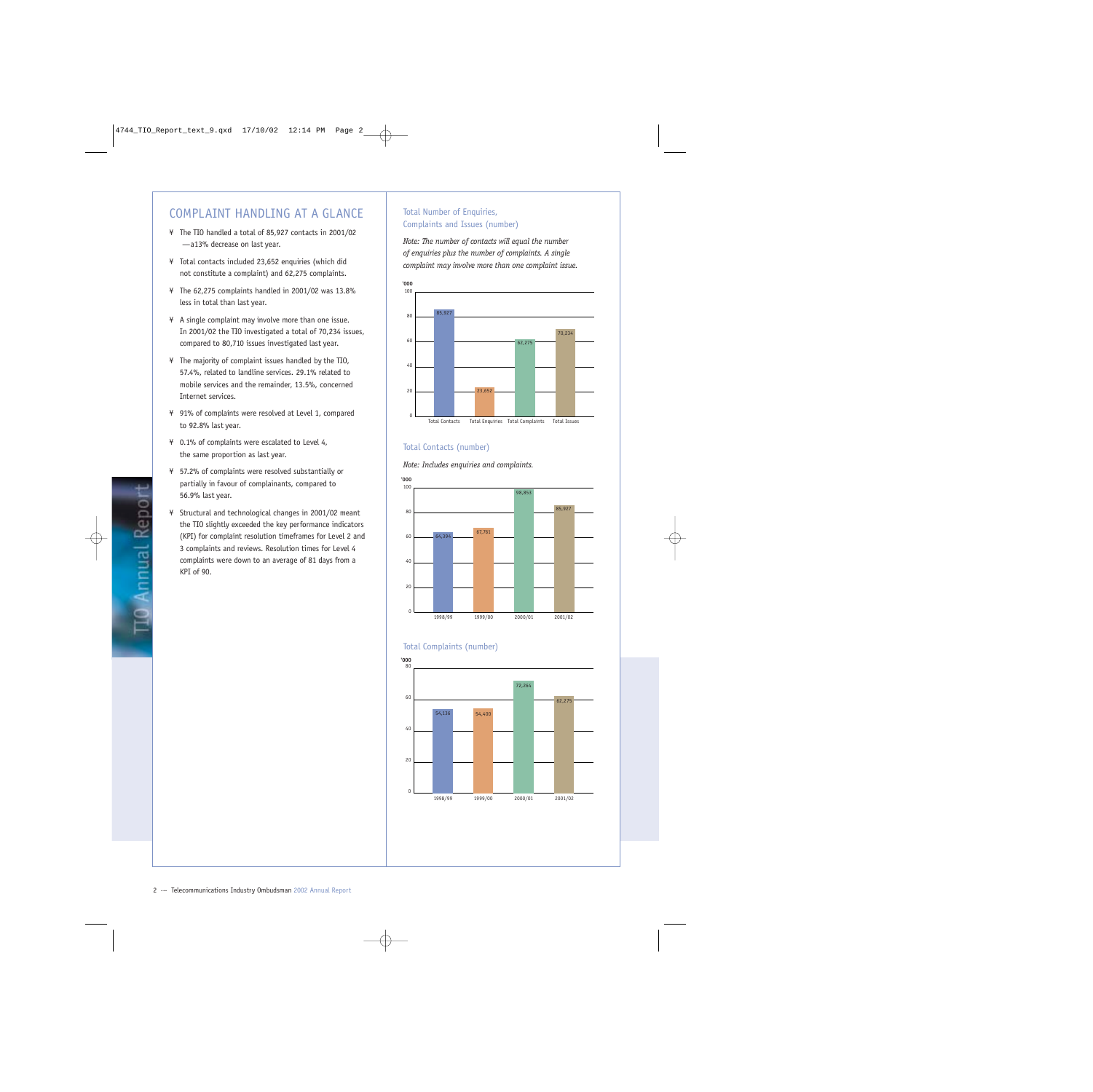# COMPLAINT HANDLING AT A GLANCE

- The TIO handled a total of 85,927 contacts in 2001/02 —a13% decrease on last year.
- Total contacts included 23,652 enquiries (which did not constitute a complaint) and 62,275 complaints.
- The 62,275 complaints handled in 2001/02 was 13.8% less in total than last year.
- A single complaint may involve more than one issue. In 2001/02 the TIO investigated a total of 70,234 issues, compared to 80,710 issues investigated last year.
- The majority of complaint issues handled by the TIO, 57.4%, related to landline services. 29.1% related to mobile services and the remainder, 13.5%, concerned Internet services.
- 91% of complaints were resolved at Level 1, compared to 92.8% last year.
- 0.1% of complaints were escalated to Level 4, the same proportion as last year.
- 57.2% of complaints were resolved substantially or partially in favour of complainants, compared to 56.9% last year.
- Structural and technological changes in 2001/02 meant the TIO slightly exceeded the key performance indicators (KPI) for complaint resolution timeframes for Level 2 and 3 complaints and reviews. Resolution times for Level 4 complaints were down to an average of 81 days from a KPI of 90.

## Total Number of Enquiries, Complaints and Issues (number)

*Note: The number of contacts will equal the number of enquiries plus the number of complaints. A single complaint may involve more than one complaint issue.*

| '000 | Number |
|---|---|
| Total Contacts | 85,927 |
| Total Enquiries | 23,652 |
| Total Complaints | 62,275 |
| Total Issues | 70,234 |

## Total Contacts (number)

*Note: Includes enquiries and complaints.*

| '000 | Number |
|---|---|
| 1998/99 | 64,394 |
| 1999/00 | 67,761 |
| 2000/01 | 98,853 |
| 2001/02 | 85,927 |

## Total Complaints (number)

| '000 | Number |
|---|---|
| 1998/99 | 54,136 |
| 1999/00 | 54,400 |
| 2000/01 | 72,264 |
| 2001/02 | 62,275 |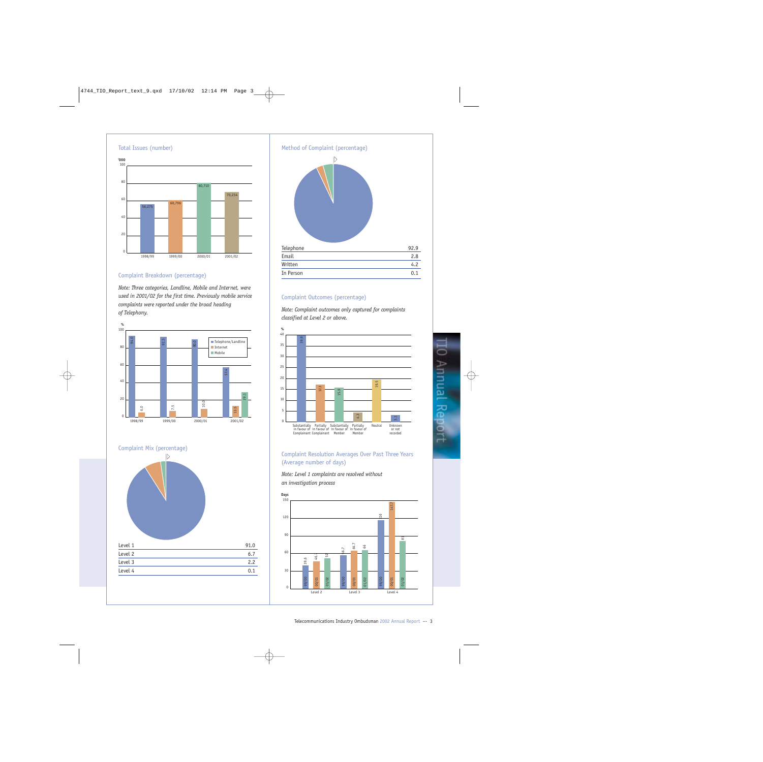## Total Issues (number)

'000

| Year | Total Issues |
|---|---|
| 1998/99 | 56,275 |
| 1999/00 | 60,796 |
| 2000/01 | 80,710 |
| 2001/02 | 70,234 |

## Complaint Breakdown (percentage)

*Note: Three categories, Landline, Mobile and Internet, were used in 2001/02 for the first time. Previously mobile service complaints were reported under the broad heading of Telephony.*

| Year | Telephone/Landline | Internet | Mobile |
|---|---|---|---|
| 1998/99 | 94.0 | 6.0 | |
| 1999/00 | 92.5 | 7.5 | |
| 2000/01 | 90.0 | 10.0 | |
| 2001/02 | 57.4 | 13.5 | 29.1 |

## Complaint Mix (percentage)

| | |
|---|---|
| Level 1 | 91.0 |
| Level 2 | 6.7 |
| Level 3 | 2.2 |
| Level 4 | 0.1 |

## Method of Complaint (percentage)

| | |
|---|---|
| Telephone | 92.9 |
| Email | 2.8 |
| Written | 4.2 |
| In Person | 0.1 |

## Complaint Outcomes (percentage)

*Note: Complaint outcomes only captured for complaints classified at Level 2 or above.*

| Outcome | % |
|---|---|
| Substantially in favour of Complainant | 39.9 |
| Partially in favour of Complainant | 17.3 |
| Substantially in favour of Member | 15.9 |
| Partially in favour of Member | 4.3 |
| Neutral | 19.5 |
| Unknown or not recorded | 3.1 |

## Complaint Resolution Averages Over Past Three Years (Average number of days)

*Note: Level 1 complaints are resolved without an investigation process*

| | 99/00 | 00/01 | 01/02 |
|---|---|---|---|
| Level 2 | 39.6 | 46.1 | 52 |
| Level 3 | 56.7 | 64.7 | 66 |
| Level 4 | 116 | 147.7 | 81 |

TIO Annual Report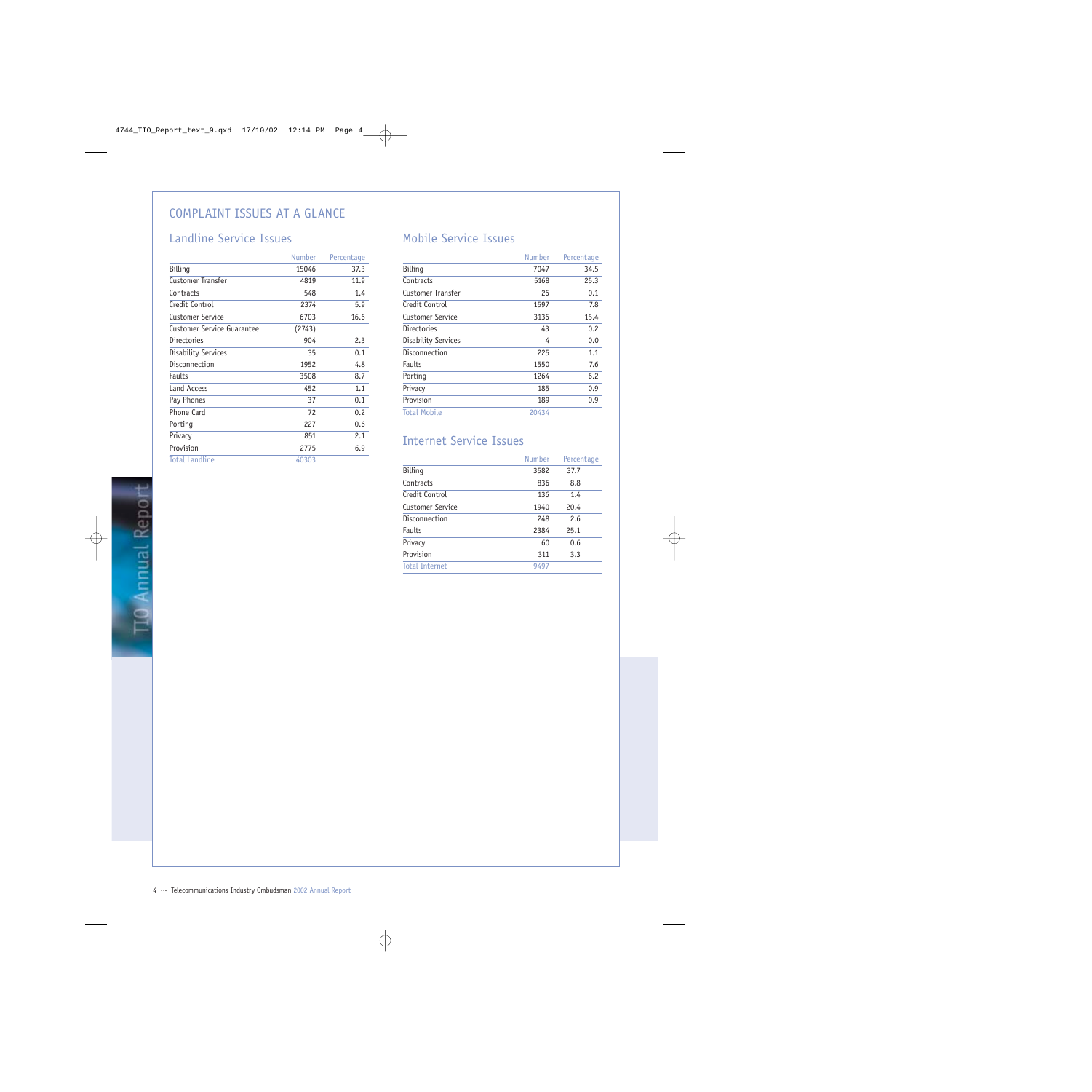# COMPLAINT ISSUES AT A GLANCE

## Landline Service Issues

| | Number | Percentage |
|---|---|---|
| Billing | 15046 | 37.3 |
| Customer Transfer | 4819 | 11.9 |
| Contracts | 548 | 1.4 |
| Credit Control | 2374 | 5.9 |
| Customer Service | 6703 | 16.6 |
| Customer Service Guarantee | (2743) | |
| Directories | 904 | 2.3 |
| Disability Services | 35 | 0.1 |
| Disconnection | 1952 | 4.8 |
| Faults | 3508 | 8.7 |
| Land Access | 452 | 1.1 |
| Pay Phones | 37 | 0.1 |
| Phone Card | 72 | 0.2 |
| Porting | 227 | 0.6 |
| Privacy | 851 | 2.1 |
| Provision | 2775 | 6.9 |
| Total Landline | 40303 | |

## Mobile Service Issues

| | Number | Percentage |
|---|---|---|
| Billing | 7047 | 34.5 |
| Contracts | 5168 | 25.3 |
| Customer Transfer | 26 | 0.1 |
| Credit Control | 1597 | 7.8 |
| Customer Service | 3136 | 15.4 |
| Directories | 43 | 0.2 |
| Disability Services | 4 | 0.0 |
| Disconnection | 225 | 1.1 |
| Faults | 1550 | 7.6 |
| Porting | 1264 | 6.2 |
| Privacy | 185 | 0.9 |
| Provision | 189 | 0.9 |
| Total Mobile | 20434 | |

## Internet Service Issues

| | Number | Percentage |
|---|---|---|
| Billing | 3582 | 37.7 |
| Contracts | 836 | 8.8 |
| Credit Control | 136 | 1.4 |
| Customer Service | 1940 | 20.4 |
| Disconnection | 248 | 2.6 |
| Faults | 2384 | 25.1 |
| Privacy | 60 | 0.6 |
| Provision | 311 | 3.3 |
| Total Internet | 9497 | |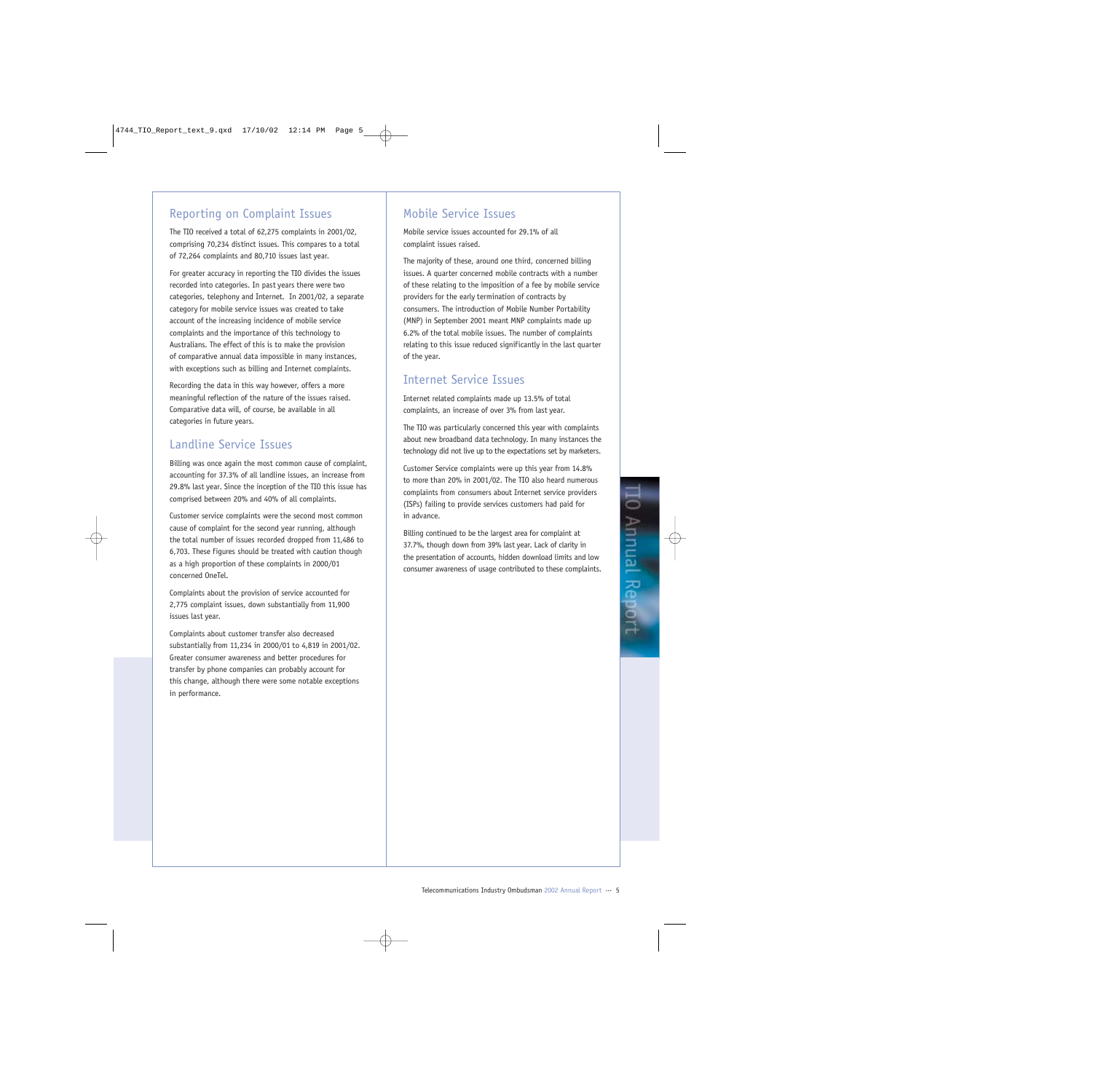## Reporting on Complaint Issues

The TIO received a total of 62,275 complaints in 2001/02, comprising 70,234 distinct issues. This compares to a total of 72,264 complaints and 80,710 issues last year.

For greater accuracy in reporting the TIO divides the issues recorded into categories. In past years there were two categories, telephony and Internet. In 2001/02, a separate category for mobile service issues was created to take account of the increasing incidence of mobile service complaints and the importance of this technology to Australians. The effect of this is to make the provision of comparative annual data impossible in many instances, with exceptions such as billing and Internet complaints.

Recording the data in this way however, offers a more meaningful reflection of the nature of the issues raised. Comparative data will, of course, be available in all categories in future years.

## Landline Service Issues

Billing was once again the most common cause of complaint, accounting for 37.3% of all landline issues, an increase from 29.8% last year. Since the inception of the TIO this issue has comprised between 20% and 40% of all complaints.

Customer service complaints were the second most common cause of complaint for the second year running, although the total number of issues recorded dropped from 11,486 to 6,703. These figures should be treated with caution though as a high proportion of these complaints in 2000/01 concerned OneTel.

Complaints about the provision of service accounted for 2,775 complaint issues, down substantially from 11,900 issues last year.

Complaints about customer transfer also decreased substantially from 11,234 in 2000/01 to 4,819 in 2001/02. Greater consumer awareness and better procedures for transfer by phone companies can probably account for this change, although there were some notable exceptions in performance.

## Mobile Service Issues

Mobile service issues accounted for 29.1% of all complaint issues raised.

The majority of these, around one third, concerned billing issues. A quarter concerned mobile contracts with a number of these relating to the imposition of a fee by mobile service providers for the early termination of contracts by consumers. The introduction of Mobile Number Portability (MNP) in September 2001 meant MNP complaints made up 6.2% of the total mobile issues. The number of complaints relating to this issue reduced significantly in the last quarter of the year.

## Internet Service Issues

Internet related complaints made up 13.5% of total complaints, an increase of over 3% from last year.

The TIO was particularly concerned this year with complaints about new broadband data technology. In many instances the technology did not live up to the expectations set by marketers.

Customer Service complaints were up this year from 14.8% to more than 20% in 2001/02. The TIO also heard numerous complaints from consumers about Internet service providers (ISPs) failing to provide services customers had paid for in advance.

Billing continued to be the largest area for complaint at 37.7%, though down from 39% last year. Lack of clarity in the presentation of accounts, hidden download limits and low consumer awareness of usage contributed to these complaints.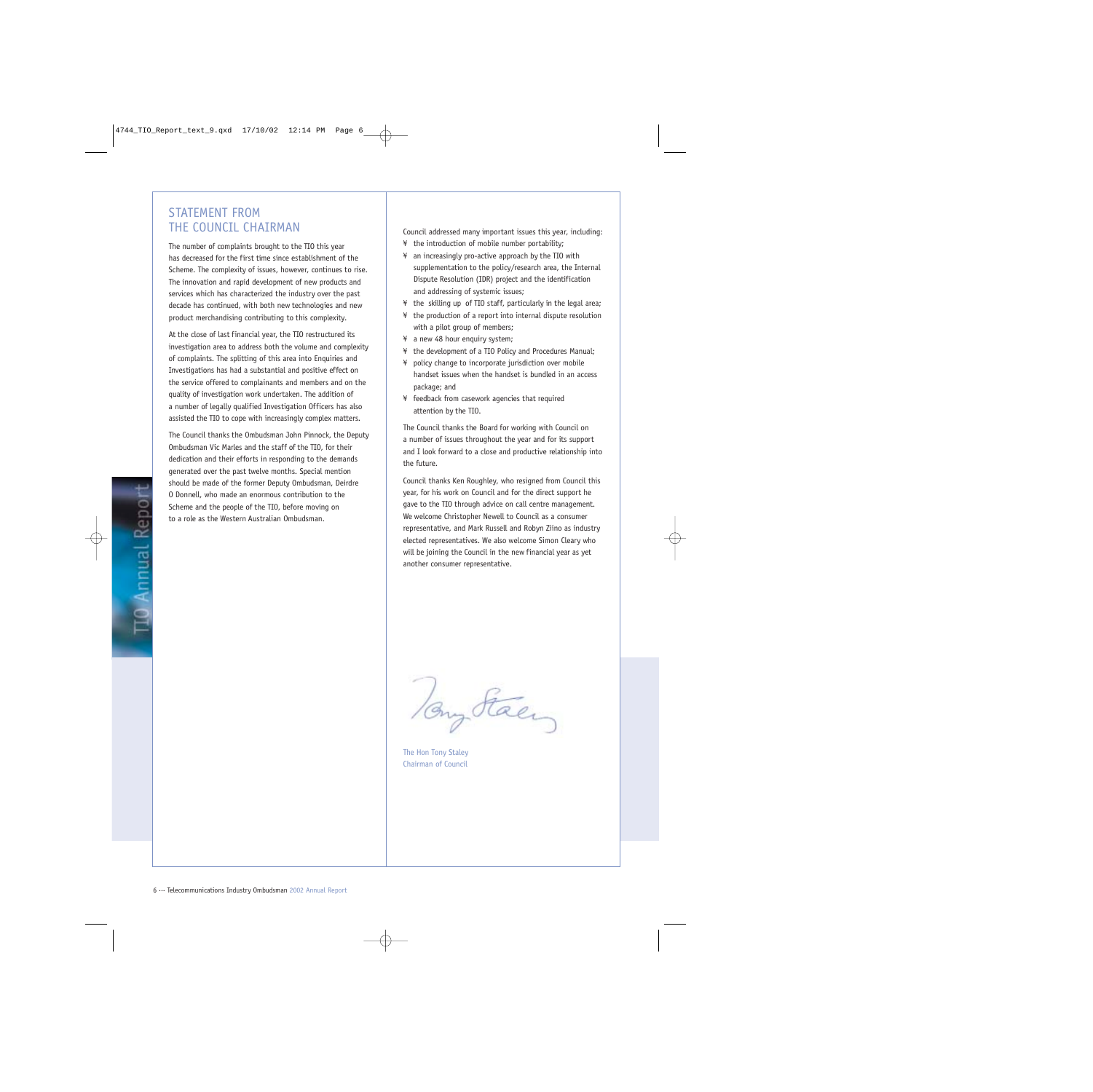## STATEMENT FROM THE COUNCIL CHAIRMAN

The number of complaints brought to the TIO this year has decreased for the first time since establishment of the Scheme. The complexity of issues, however, continues to rise. The innovation and rapid development of new products and services which has characterized the industry over the past decade has continued, with both new technologies and new product merchandising contributing to this complexity.

At the close of last financial year, the TIO restructured its investigation area to address both the volume and complexity of complaints. The splitting of this area into Enquiries and Investigations has had a substantial and positive effect on the service offered to complainants and members and on the quality of investigation work undertaken. The addition of a number of legally qualified Investigation Officers has also assisted the TIO to cope with increasingly complex matters.

The Council thanks the Ombudsman John Pinnock, the Deputy Ombudsman Vic Marles and the staff of the TIO, for their dedication and their efforts in responding to the demands generated over the past twelve months. Special mention should be made of the former Deputy Ombudsman, Deirdre O Donnell, who made an enormous contribution to the Scheme and the people of the TIO, before moving on to a role as the Western Australian Ombudsman.

Council addressed many important issues this year, including:

- the introduction of mobile number portability;
- an increasingly pro-active approach by the TIO with supplementation to the policy/research area, the Internal Dispute Resolution (IDR) project and the identification and addressing of systemic issues;
- the skilling up of TIO staff, particularly in the legal area;
- the production of a report into internal dispute resolution with a pilot group of members;
- a new 48 hour enquiry system;
- the development of a TIO Policy and Procedures Manual;
- policy change to incorporate jurisdiction over mobile handset issues when the handset is bundled in an access package; and
- feedback from casework agencies that required attention by the TIO.

The Council thanks the Board for working with Council on a number of issues throughout the year and for its support and I look forward to a close and productive relationship into the future.

Council thanks Ken Roughley, who resigned from Council this year, for his work on Council and for the direct support he gave to the TIO through advice on call centre management. We welcome Christopher Newell to Council as a consumer representative, and Mark Russell and Robyn Ziino as industry elected representatives. We also welcome Simon Cleary who will be joining the Council in the new financial year as yet another consumer representative.

The Hon Tony Staley
Chairman of Council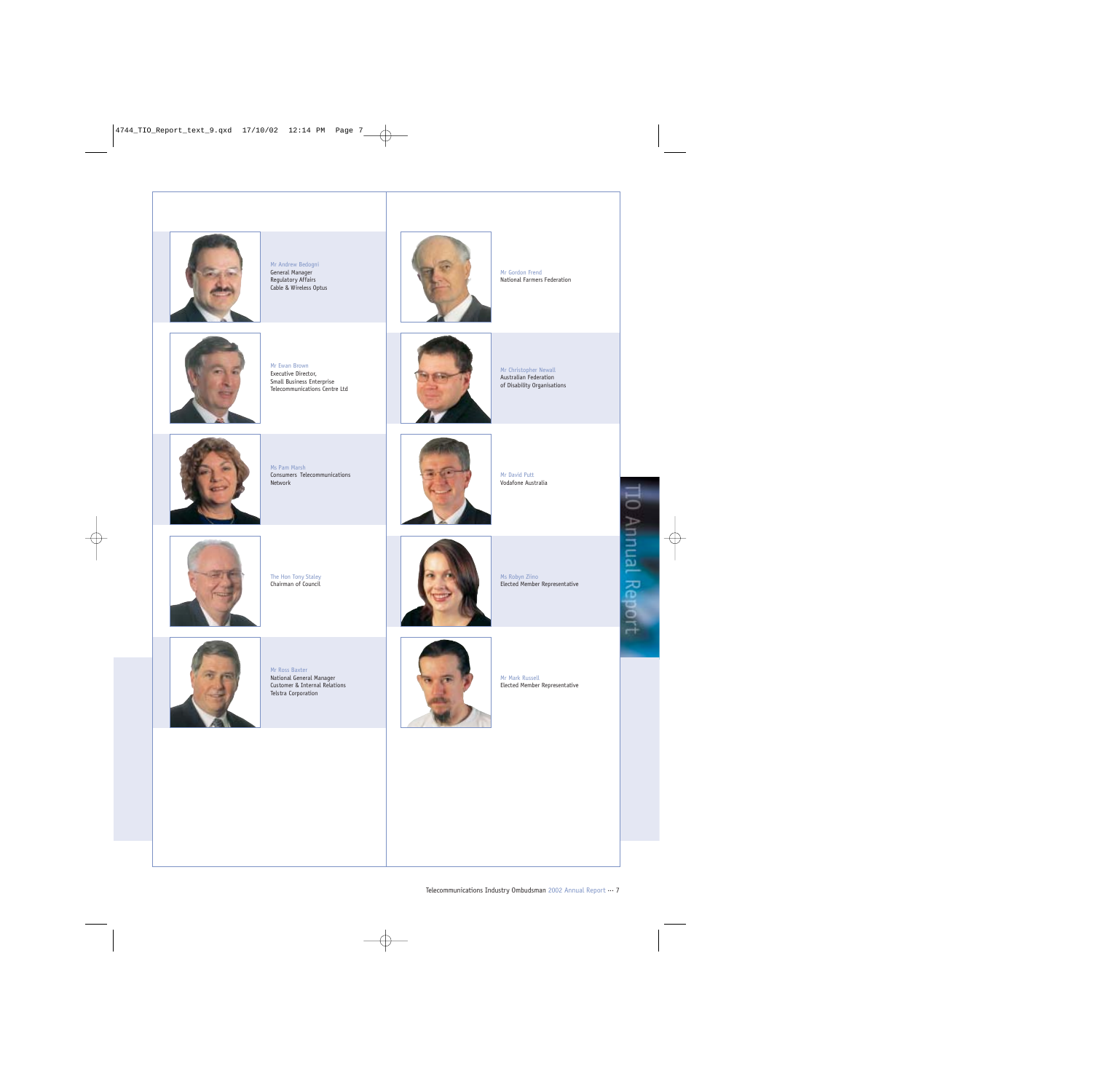Mr Andrew Bedogni
General Manager
Regulatory Affairs
Cable & Wireless Optus

Mr Ewan Brown
Executive Director,
Small Business Enterprise
Telecommunications Centre Ltd

Ms Pam Marsh
Consumers Telecommunications
Network

The Hon Tony Staley
Chairman of Council

Mr Ross Baxter
National General Manager
Customer & Internal Relations
Telstra Corporation

Mr Gordon Frend
National Farmers Federation

Mr Christopher Newall
Australian Federation
of Disability Organisations

Mr David Putt
Vodafone Australia

Ms Robyn Ziino
Elected Member Representative

Mr Mark Russell
Elected Member Representative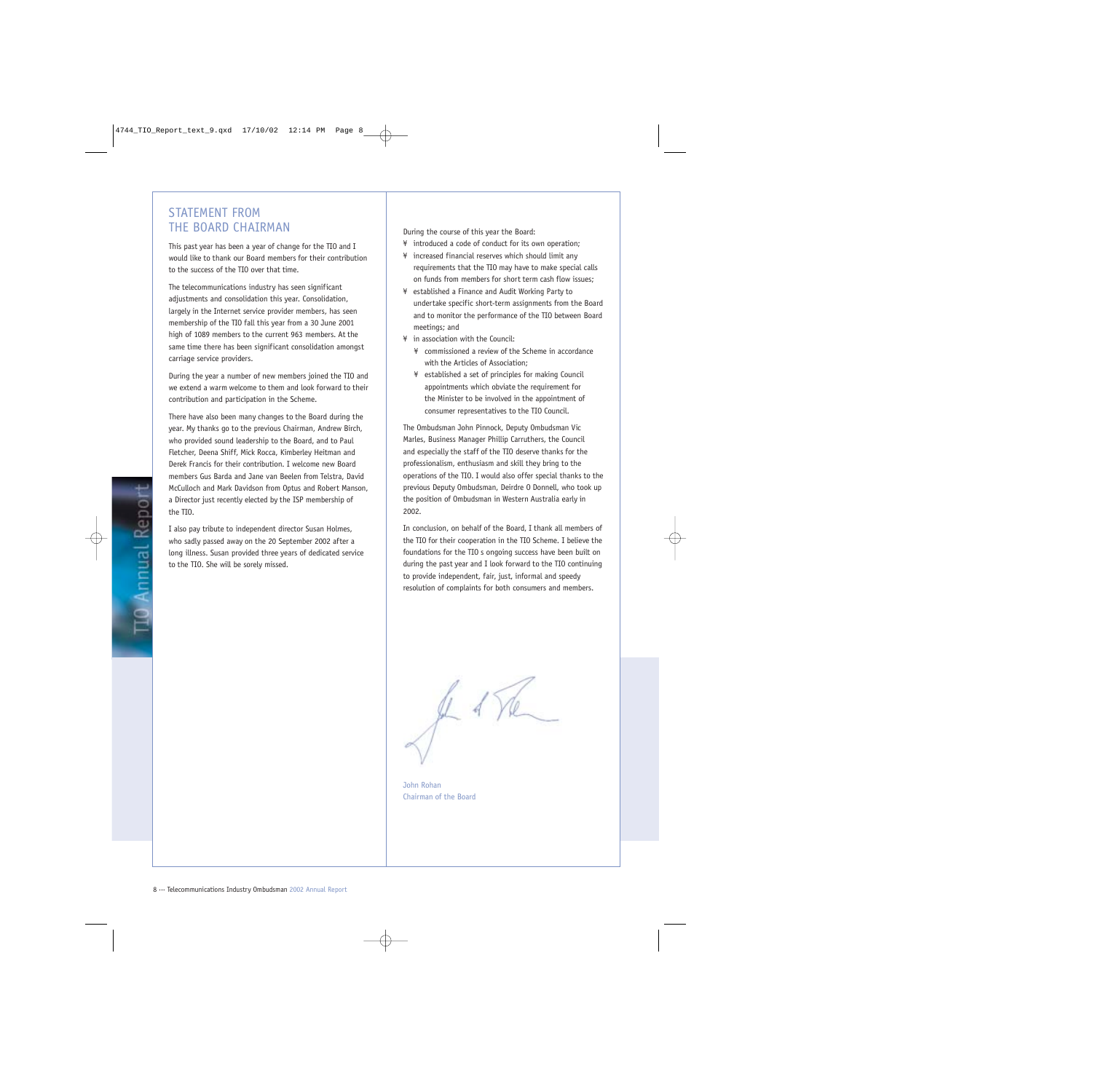## STATEMENT FROM THE BOARD CHAIRMAN

This past year has been a year of change for the TIO and I would like to thank our Board members for their contribution to the success of the TIO over that time.

The telecommunications industry has seen significant adjustments and consolidation this year. Consolidation, largely in the Internet service provider members, has seen membership of the TIO fall this year from a 30 June 2001 high of 1089 members to the current 963 members. At the same time there has been significant consolidation amongst carriage service providers.

During the year a number of new members joined the TIO and we extend a warm welcome to them and look forward to their contribution and participation in the Scheme.

There have also been many changes to the Board during the year. My thanks go to the previous Chairman, Andrew Birch, who provided sound leadership to the Board, and to Paul Fletcher, Deena Shiff, Mick Rocca, Kimberley Heitman and Derek Francis for their contribution. I welcome new Board members Gus Barda and Jane van Beelen from Telstra, David McCulloch and Mark Davidson from Optus and Robert Manson, a Director just recently elected by the ISP membership of the TIO.

I also pay tribute to independent director Susan Holmes, who sadly passed away on the 20 September 2002 after a long illness. Susan provided three years of dedicated service to the TIO. She will be sorely missed.

During the course of this year the Board:

- introduced a code of conduct for its own operation;
- increased financial reserves which should limit any requirements that the TIO may have to make special calls on funds from members for short term cash flow issues;
- established a Finance and Audit Working Party to undertake specific short-term assignments from the Board and to monitor the performance of the TIO between Board meetings; and
- in association with the Council:
  - commissioned a review of the Scheme in accordance with the Articles of Association;
  - established a set of principles for making Council appointments which obviate the requirement for the Minister to be involved in the appointment of consumer representatives to the TIO Council.

The Ombudsman John Pinnock, Deputy Ombudsman Vic Marles, Business Manager Phillip Carruthers, the Council and especially the staff of the TIO deserve thanks for the professionalism, enthusiasm and skill they bring to the operations of the TIO. I would also offer special thanks to the previous Deputy Ombudsman, Deirdre O Donnell, who took up the position of Ombudsman in Western Australia early in 2002.

In conclusion, on behalf of the Board, I thank all members of the TIO for their cooperation in the TIO Scheme. I believe the foundations for the TIO s ongoing success have been built on during the past year and I look forward to the TIO continuing to provide independent, fair, just, informal and speedy resolution of complaints for both consumers and members.

John Rohan
Chairman of the Board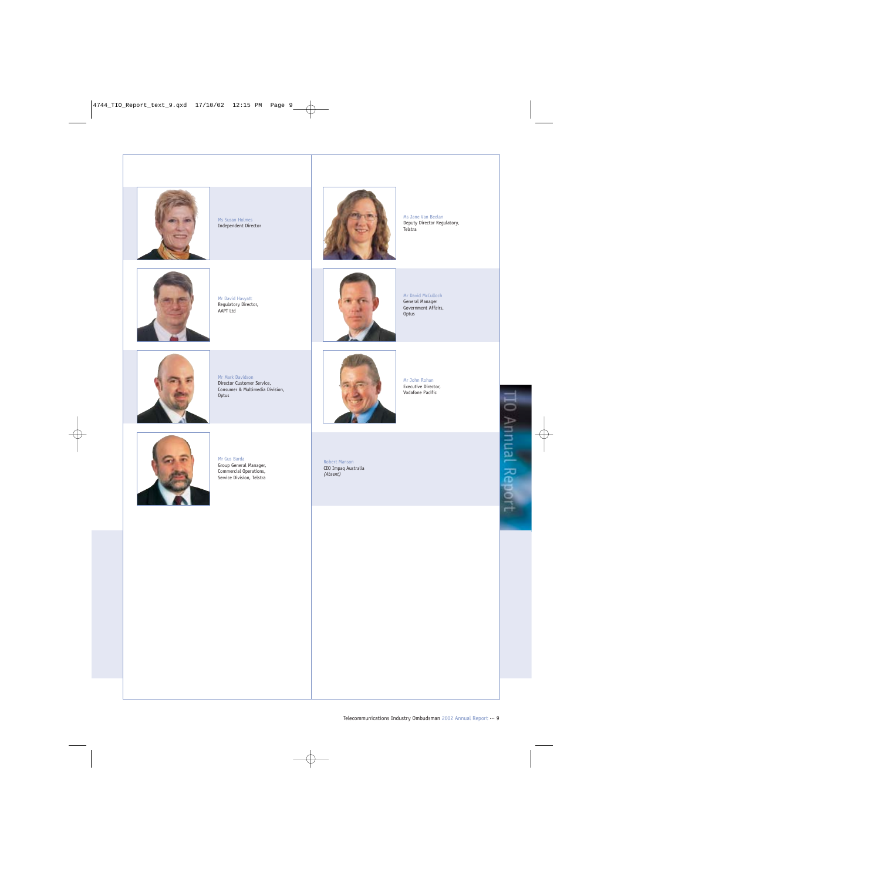Ms Susan Holmes
Independent Director

Mr David Havyatt
Regulatory Director,
AAPT Ltd

Mr Mark Davidson
Director Customer Service,
Consumer & Multimedia Division,
Optus

Mr Gus Barda
Group General Manager,
Commercial Operations,
Service Division, Telstra

Ms Jane Van Beelan
Deputy Director Regulatory,
Telstra

Mr David McCulloch
General Manager
Government Affairs,
Optus

Mr John Rohan
Executive Director,
Vodafone Pacific

Robert Manson
CEO Impaq Australia
*(Absent)*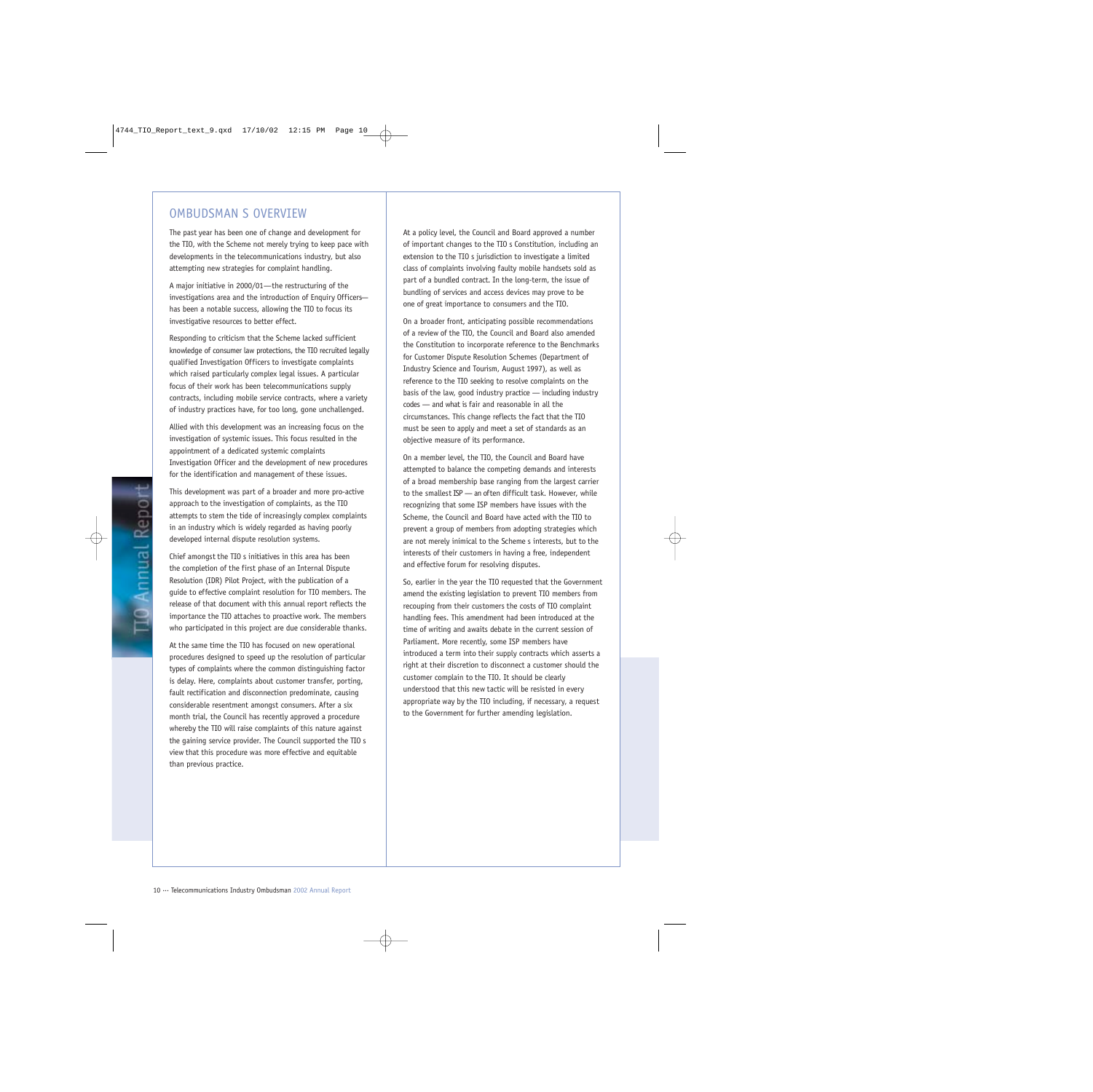## OMBUDSMAN S OVERVIEW

The past year has been one of change and development for the TIO, with the Scheme not merely trying to keep pace with developments in the telecommunications industry, but also attempting new strategies for complaint handling.

A major initiative in 2000/01—the restructuring of the investigations area and the introduction of Enquiry Officers—has been a notable success, allowing the TIO to focus its investigative resources to better effect.

Responding to criticism that the Scheme lacked sufficient knowledge of consumer law protections, the TIO recruited legally qualified Investigation Officers to investigate complaints which raised particularly complex legal issues. A particular focus of their work has been telecommunications supply contracts, including mobile service contracts, where a variety of industry practices have, for too long, gone unchallenged.

Allied with this development was an increasing focus on the investigation of systemic issues. This focus resulted in the appointment of a dedicated systemic complaints Investigation Officer and the development of new procedures for the identification and management of these issues.

This development was part of a broader and more pro-active approach to the investigation of complaints, as the TIO attempts to stem the tide of increasingly complex complaints in an industry which is widely regarded as having poorly developed internal dispute resolution systems.

Chief amongst the TIO s initiatives in this area has been the completion of the first phase of an Internal Dispute Resolution (IDR) Pilot Project, with the publication of a guide to effective complaint resolution for TIO members. The release of that document with this annual report reflects the importance the TIO attaches to proactive work. The members who participated in this project are due considerable thanks.

At the same time the TIO has focused on new operational procedures designed to speed up the resolution of particular types of complaints where the common distinguishing factor is delay. Here, complaints about customer transfer, porting, fault rectification and disconnection predominate, causing considerable resentment amongst consumers. After a six month trial, the Council has recently approved a procedure whereby the TIO will raise complaints of this nature against the gaining service provider. The Council supported the TIO s view that this procedure was more effective and equitable than previous practice.

At a policy level, the Council and Board approved a number of important changes to the TIO s Constitution, including an extension to the TIO s jurisdiction to investigate a limited class of complaints involving faulty mobile handsets sold as part of a bundled contract. In the long-term, the issue of bundling of services and access devices may prove to be one of great importance to consumers and the TIO.

On a broader front, anticipating possible recommendations of a review of the TIO, the Council and Board also amended the Constitution to incorporate reference to the Benchmarks for Customer Dispute Resolution Schemes (Department of Industry Science and Tourism, August 1997), as well as reference to the TIO seeking to resolve complaints on the basis of the law, good industry practice — including industry codes — and what is fair and reasonable in all the circumstances. This change reflects the fact that the TIO must be seen to apply and meet a set of standards as an objective measure of its performance.

On a member level, the TIO, the Council and Board have attempted to balance the competing demands and interests of a broad membership base ranging from the largest carrier to the smallest ISP — an often difficult task. However, while recognizing that some ISP members have issues with the Scheme, the Council and Board have acted with the TIO to prevent a group of members from adopting strategies which are not merely inimical to the Scheme s interests, but to the interests of their customers in having a free, independent and effective forum for resolving disputes.

So, earlier in the year the TIO requested that the Government amend the existing legislation to prevent TIO members from recouping from their customers the costs of TIO complaint handling fees. This amendment had been introduced at the time of writing and awaits debate in the current session of Parliament. More recently, some ISP members have introduced a term into their supply contracts which asserts a right at their discretion to disconnect a customer should the customer complain to the TIO. It should be clearly understood that this new tactic will be resisted in every appropriate way by the TIO including, if necessary, a request to the Government for further amending legislation.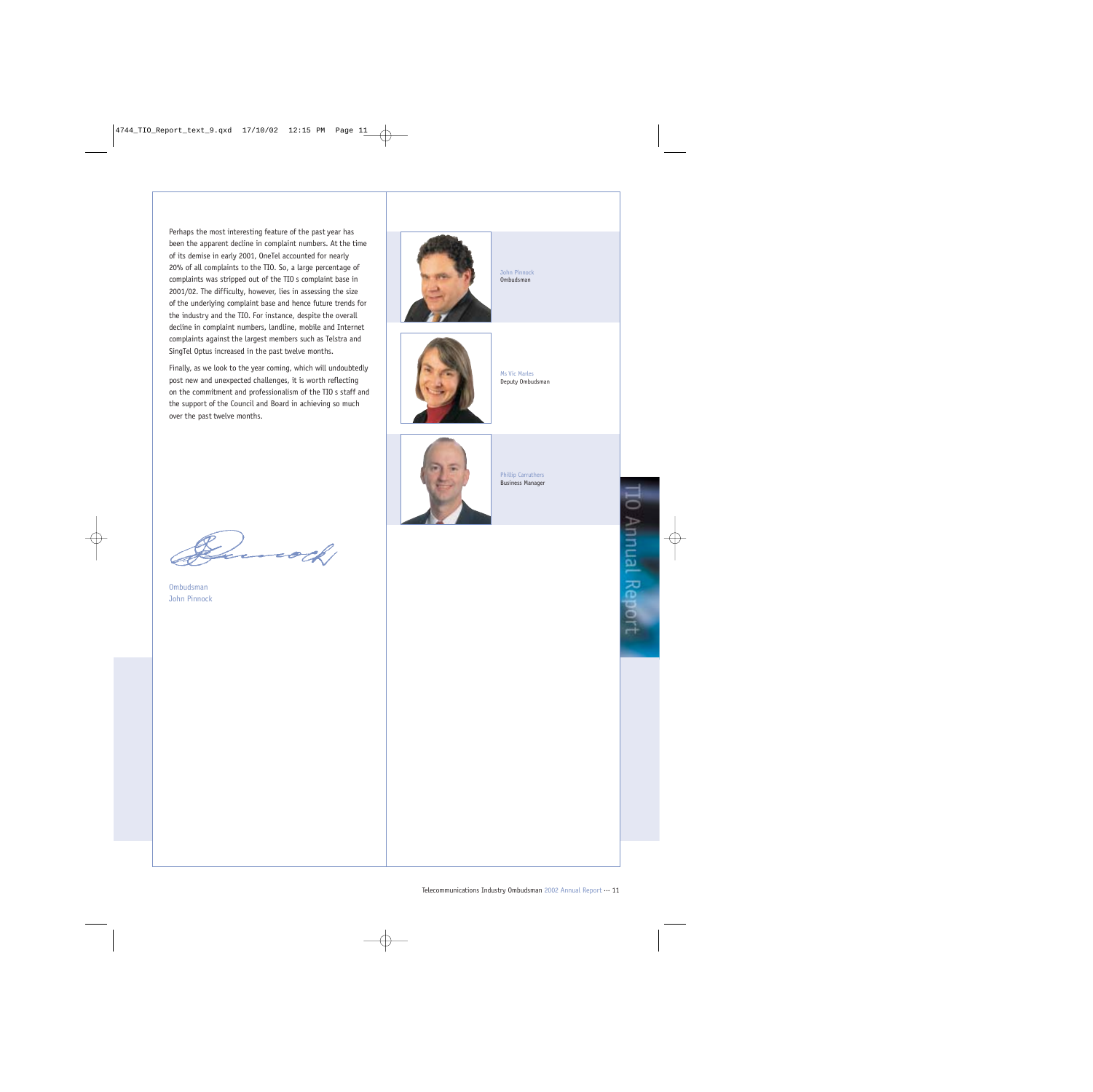Perhaps the most interesting feature of the past year has been the apparent decline in complaint numbers. At the time of its demise in early 2001, OneTel accounted for nearly 20% of all complaints to the TIO. So, a large percentage of complaints was stripped out of the TIO s complaint base in 2001/02. The difficulty, however, lies in assessing the size of the underlying complaint base and hence future trends for the industry and the TIO. For instance, despite the overall decline in complaint numbers, landline, mobile and Internet complaints against the largest members such as Telstra and SingTel Optus increased in the past twelve months.

Finally, as we look to the year coming, which will undoubtedly post new and unexpected challenges, it is worth reflecting on the commitment and professionalism of the TIO s staff and the support of the Council and Board in achieving so much over the past twelve months.

Ombudsman
John Pinnock

John Pinnock
Ombudsman

Ms Vic Marles
Deputy Ombudsman

Phillip Carruthers
Business Manager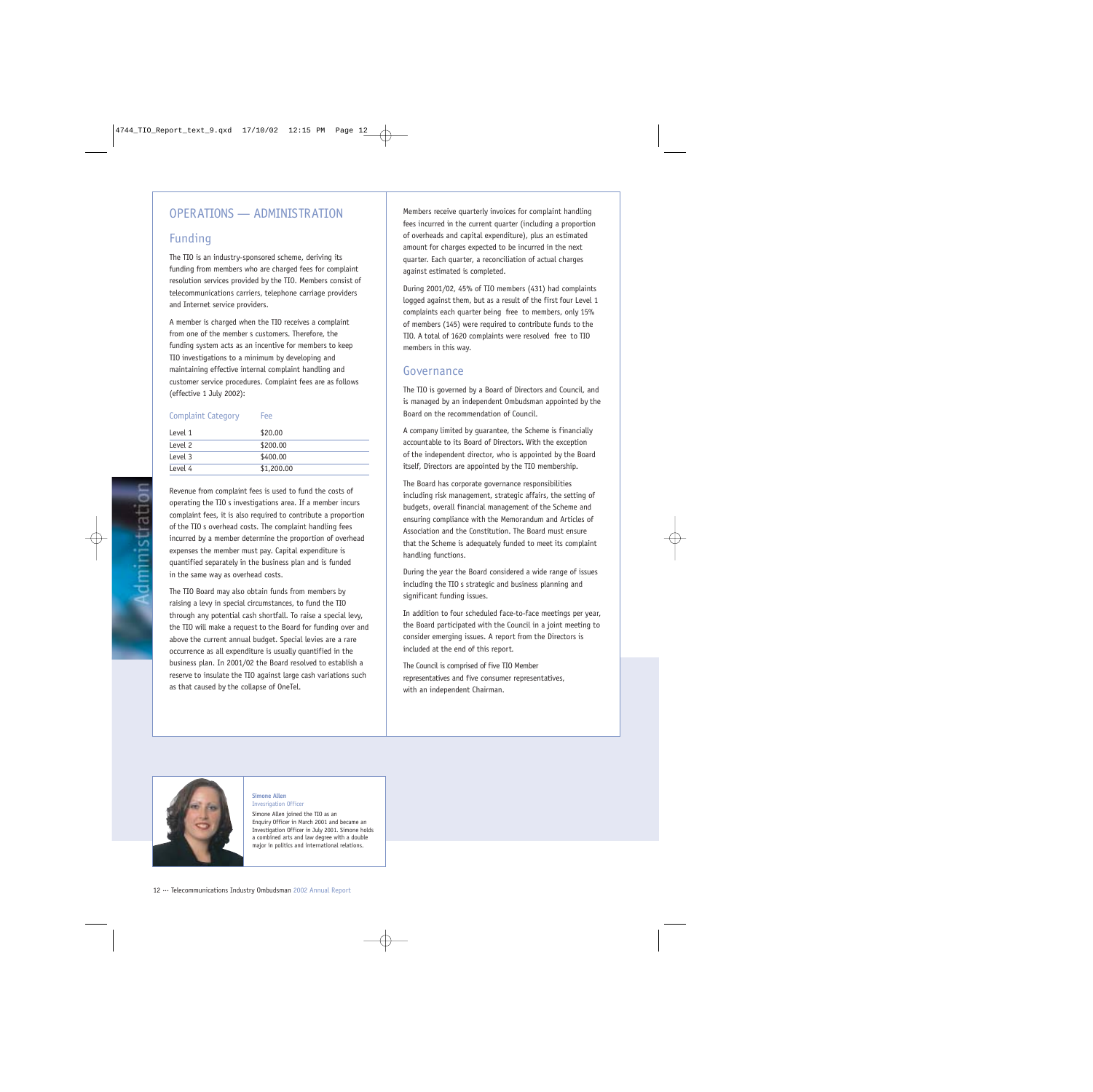# OPERATIONS — ADMINISTRATION

## Funding

The TIO is an industry-sponsored scheme, deriving its funding from members who are charged fees for complaint resolution services provided by the TIO. Members consist of telecommunications carriers, telephone carriage providers and Internet service providers.

A member is charged when the TIO receives a complaint from one of the member s customers. Therefore, the funding system acts as an incentive for members to keep TIO investigations to a minimum by developing and maintaining effective internal complaint handling and customer service procedures. Complaint fees are as follows (effective 1 July 2002):

| Complaint Category | Fee |
|---|---|
| Level 1 | $20.00 |
| Level 2 | $200.00 |
| Level 3 | $400.00 |
| Level 4 | $1,200.00 |

Revenue from complaint fees is used to fund the costs of operating the TIO s investigations area. If a member incurs complaint fees, it is also required to contribute a proportion of the TIO s overhead costs. The complaint handling fees incurred by a member determine the proportion of overhead expenses the member must pay. Capital expenditure is quantified separately in the business plan and is funded in the same way as overhead costs.

The TIO Board may also obtain funds from members by raising a levy in special circumstances, to fund the TIO through any potential cash shortfall. To raise a special levy, the TIO will make a request to the Board for funding over and above the current annual budget. Special levies are a rare occurrence as all expenditure is usually quantified in the business plan. In 2001/02 the Board resolved to establish a reserve to insulate the TIO against large cash variations such as that caused by the collapse of OneTel.

Members receive quarterly invoices for complaint handling fees incurred in the current quarter (including a proportion of overheads and capital expenditure), plus an estimated amount for charges expected to be incurred in the next quarter. Each quarter, a reconciliation of actual charges against estimated is completed.

During 2001/02, 45% of TIO members (431) had complaints logged against them, but as a result of the first four Level 1 complaints each quarter being free to members, only 15% of members (145) were required to contribute funds to the TIO. A total of 1620 complaints were resolved free to TIO members in this way.

## Governance

The TIO is governed by a Board of Directors and Council, and is managed by an independent Ombudsman appointed by the Board on the recommendation of Council.

A company limited by guarantee, the Scheme is financially accountable to its Board of Directors. With the exception of the independent director, who is appointed by the Board itself, Directors are appointed by the TIO membership.

The Board has corporate governance responsibilities including risk management, strategic affairs, the setting of budgets, overall financial management of the Scheme and ensuring compliance with the Memorandum and Articles of Association and the Constitution. The Board must ensure that the Scheme is adequately funded to meet its complaint handling functions.

During the year the Board considered a wide range of issues including the TIO s strategic and business planning and significant funding issues.

In addition to four scheduled face-to-face meetings per year, the Board participated with the Council in a joint meeting to consider emerging issues. A report from the Directors is included at the end of this report.

The Council is comprised of five TIO Member representatives and five consumer representatives, with an independent Chairman.

**Simone Allen**
Invesrigation Officer

Simone Allen joined the TIO as an Enquiry Officer in March 2001 and became an Investigation Officer in July 2001. Simone holds a combined arts and law degree with a double major in politics and international relations.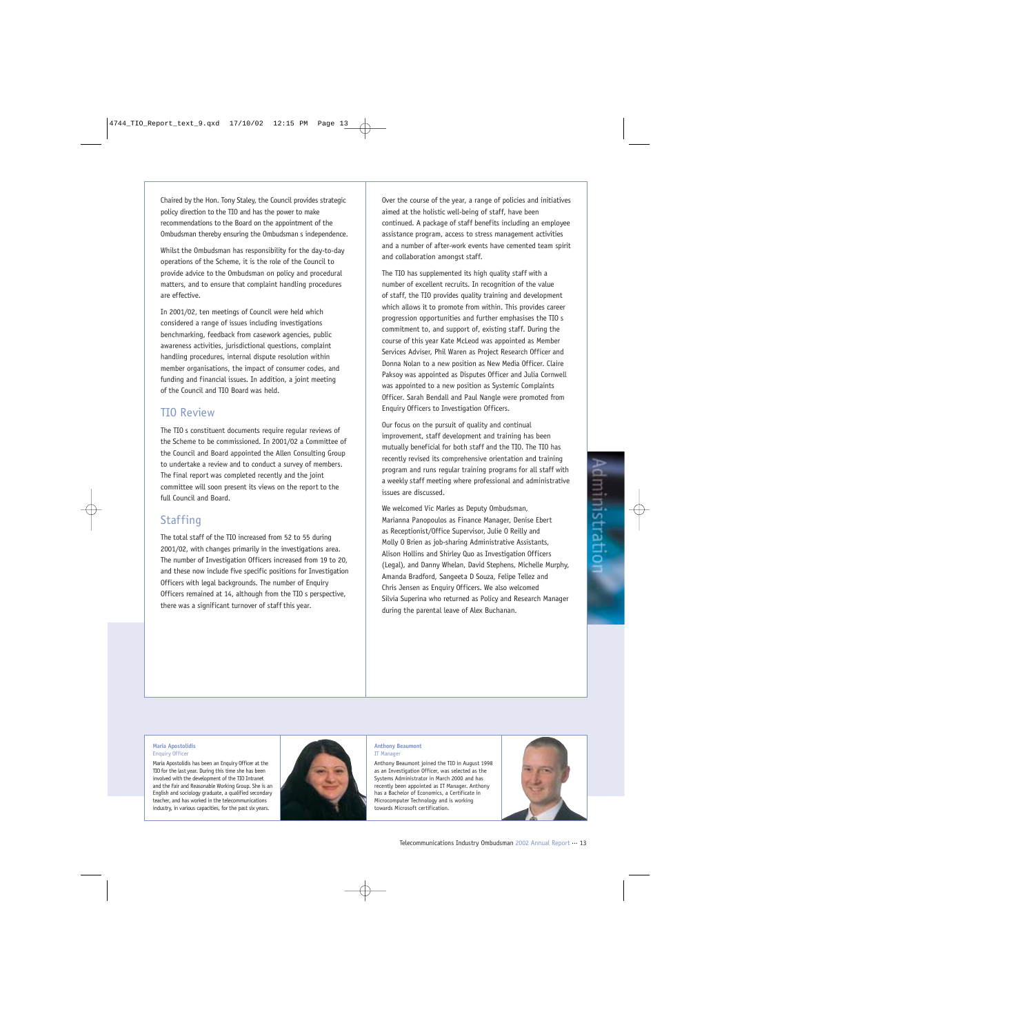Chaired by the Hon. Tony Staley, the Council provides strategic policy direction to the TIO and has the power to make recommendations to the Board on the appointment of the Ombudsman thereby ensuring the Ombudsman s independence.

Whilst the Ombudsman has responsibility for the day-to-day operations of the Scheme, it is the role of the Council to provide advice to the Ombudsman on policy and procedural matters, and to ensure that complaint handling procedures are effective.

In 2001/02, ten meetings of Council were held which considered a range of issues including investigations benchmarking, feedback from casework agencies, public awareness activities, jurisdictional questions, complaint handling procedures, internal dispute resolution within member organisations, the impact of consumer codes, and funding and financial issues. In addition, a joint meeting of the Council and TIO Board was held.

## TIO Review

The TIO s constituent documents require regular reviews of the Scheme to be commissioned. In 2001/02 a Committee of the Council and Board appointed the Allen Consulting Group to undertake a review and to conduct a survey of members. The final report was completed recently and the joint committee will soon present its views on the report to the full Council and Board.

## Staffing

The total staff of the TIO increased from 52 to 55 during 2001/02, with changes primarily in the investigations area. The number of Investigation Officers increased from 19 to 20, and these now include five specific positions for Investigation Officers with legal backgrounds. The number of Enquiry Officers remained at 14, although from the TIO s perspective, there was a significant turnover of staff this year.

Over the course of the year, a range of policies and initiatives aimed at the holistic well-being of staff, have been continued. A package of staff benefits including an employee assistance program, access to stress management activities and a number of after-work events have cemented team spirit and collaboration amongst staff.

The TIO has supplemented its high quality staff with a number of excellent recruits. In recognition of the value of staff, the TIO provides quality training and development which allows it to promote from within. This provides career progression opportunities and further emphasises the TIO s commitment to, and support of, existing staff. During the course of this year Kate McLeod was appointed as Member Services Adviser, Phil Waren as Project Research Officer and Donna Nolan to a new position as New Media Officer. Claire Paksoy was appointed as Disputes Officer and Julia Cornwell was appointed to a new position as Systemic Complaints Officer. Sarah Bendall and Paul Nangle were promoted from Enquiry Officers to Investigation Officers.

Our focus on the pursuit of quality and continual improvement, staff development and training has been mutually beneficial for both staff and the TIO. The TIO has recently revised its comprehensive orientation and training program and runs regular training programs for all staff with a weekly staff meeting where professional and administrative issues are discussed.

We welcomed Vic Marles as Deputy Ombudsman, Marianna Panopoulos as Finance Manager, Denise Ebert as Receptionist/Office Supervisor, Julie O Reilly and Molly O Brien as job-sharing Administrative Assistants, Alison Hollins and Shirley Quo as Investigation Officers (Legal), and Danny Whelan, David Stephens, Michelle Murphy, Amanda Bradford, Sangeeta D Souza, Felipe Tellez and Chris Jensen as Enquiry Officers. We also welcomed Silvia Superina who returned as Policy and Research Manager during the parental leave of Alex Buchanan.

**Maria Apostolidis**
Enquiry Officer

Maria Apostolidis has been an Enquiry Officer at the TIO for the last year. During this time she has been involved with the development of the TIO Intranet and the Fair and Reasonable Working Group. She is an English and sociology graduate, a qualified secondary teacher, and has worked in the telecommunications industry, in various capacities, for the past six years.

**Anthony Beaumont**
IT Manager

Anthony Beaumont joined the TIO in August 1998 as an Investigation Officer, was selected as the Systems Administrator in March 2000 and has recently been appointed as IT Manager. Anthony has a Bachelor of Economics, a Certificate in Microcomputer Technology and is working towards Microsoft certification.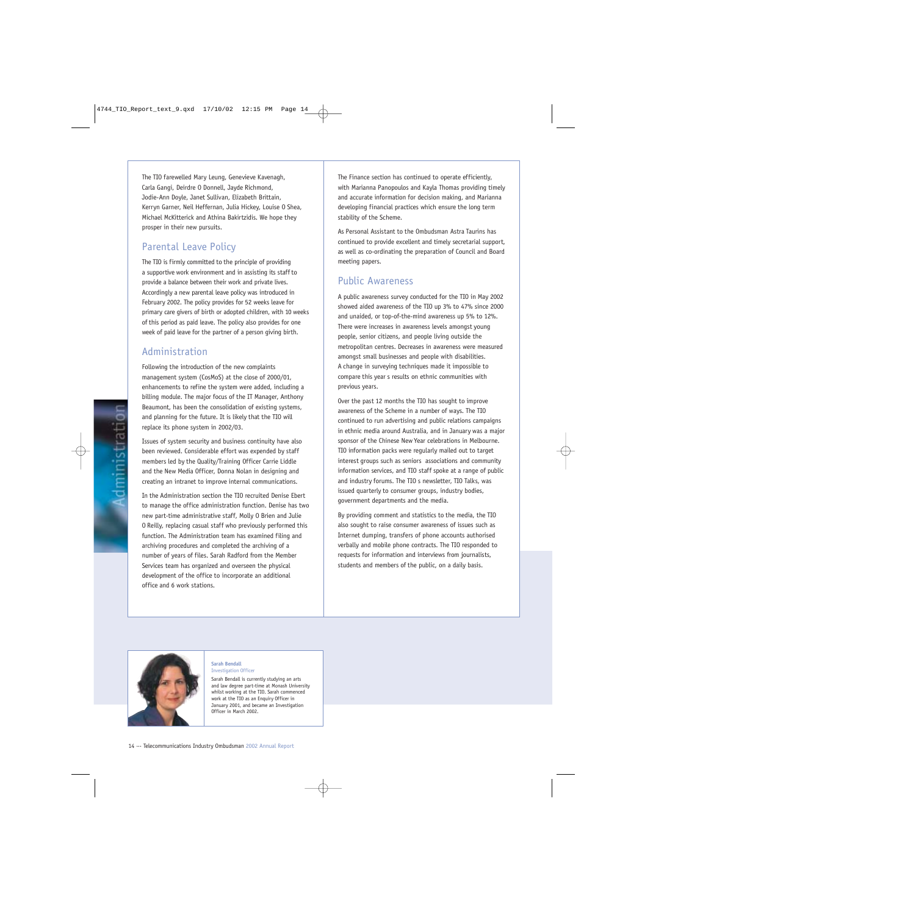The TIO farewelled Mary Leung, Genevieve Kavenagh, Carla Gangi, Deirdre O Donnell, Jayde Richmond, Jodie-Ann Doyle, Janet Sullivan, Elizabeth Brittain, Kerryn Garner, Neil Heffernan, Julia Hickey, Louise O Shea, Michael McKitterick and Athina Bakirtzidis. We hope they prosper in their new pursuits.

## Parental Leave Policy

The TIO is firmly committed to the principle of providing a supportive work environment and in assisting its staff to provide a balance between their work and private lives. Accordingly a new parental leave policy was introduced in February 2002. The policy provides for 52 weeks leave for primary care givers of birth or adopted children, with 10 weeks of this period as paid leave. The policy also provides for one week of paid leave for the partner of a person giving birth.

## Administration

Following the introduction of the new complaints management system (CosMoS) at the close of 2000/01, enhancements to refine the system were added, including a billing module. The major focus of the IT Manager, Anthony Beaumont, has been the consolidation of existing systems, and planning for the future. It is likely that the TIO will replace its phone system in 2002/03.

Issues of system security and business continuity have also been reviewed. Considerable effort was expended by staff members led by the Quality/Training Officer Carrie Liddle and the New Media Officer, Donna Nolan in designing and creating an intranet to improve internal communications.

In the Administration section the TIO recruited Denise Ebert to manage the office administration function. Denise has two new part-time administrative staff, Molly O Brien and Julie O Reilly, replacing casual staff who previously performed this function. The Administration team has examined filing and archiving procedures and completed the archiving of a number of years of files. Sarah Radford from the Member Services team has organized and overseen the physical development of the office to incorporate an additional office and 6 work stations.

The Finance section has continued to operate efficiently, with Marianna Panopoulos and Kayla Thomas providing timely and accurate information for decision making, and Marianna developing financial practices which ensure the long term stability of the Scheme.

As Personal Assistant to the Ombudsman Astra Taurins has continued to provide excellent and timely secretarial support, as well as co-ordinating the preparation of Council and Board meeting papers.

## Public Awareness

A public awareness survey conducted for the TIO in May 2002 showed aided awareness of the TIO up 3% to 47% since 2000 and unaided, or top-of-the-mind awareness up 5% to 12%. There were increases in awareness levels amongst young people, senior citizens, and people living outside the metropolitan centres. Decreases in awareness were measured amongst small businesses and people with disabilities. A change in surveying techniques made it impossible to compare this year s results on ethnic communities with previous years.

Over the past 12 months the TIO has sought to improve awareness of the Scheme in a number of ways. The TIO continued to run advertising and public relations campaigns in ethnic media around Australia, and in January was a major sponsor of the Chinese New Year celebrations in Melbourne. TIO information packs were regularly mailed out to target interest groups such as seniors associations and community information services, and TIO staff spoke at a range of public and industry forums. The TIO s newsletter, TIO Talks, was issued quarterly to consumer groups, industry bodies, government departments and the media.

By providing comment and statistics to the media, the TIO also sought to raise consumer awareness of issues such as Internet dumping, transfers of phone accounts authorised verbally and mobile phone contracts. The TIO responded to requests for information and interviews from journalists, students and members of the public, on a daily basis.

**Sarah Bendall**
Investigation Officer

Sarah Bendall is currently studying an arts and law degree part-time at Monash University whilst working at the TIO. Sarah commenced work at the TIO as an Enquiry Officer in January 2001, and became an Investigation Officer in March 2002.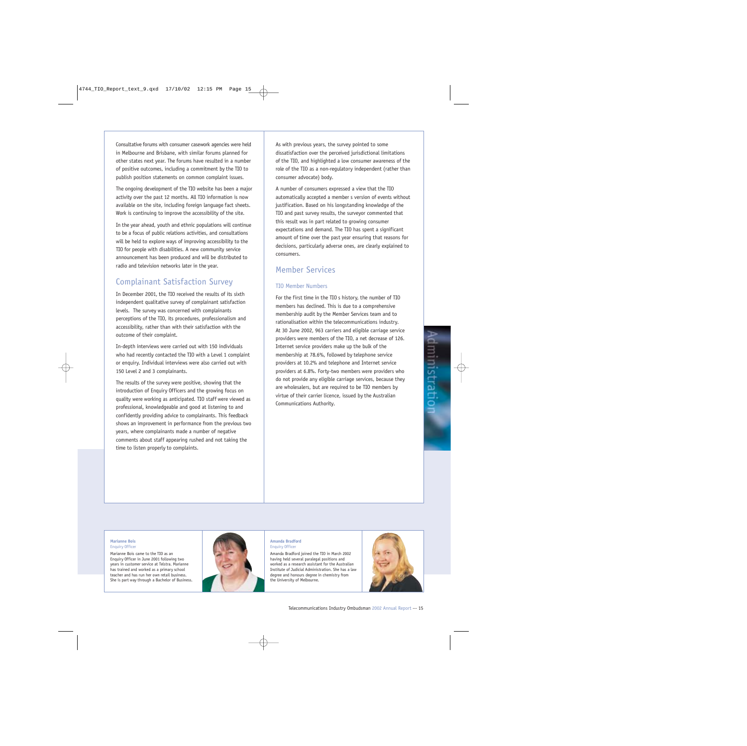Consultative forums with consumer casework agencies were held in Melbourne and Brisbane, with similar forums planned for other states next year. The forums have resulted in a number of positive outcomes, including a commitment by the TIO to publish position statements on common complaint issues.

The ongoing development of the TIO website has been a major activity over the past 12 months. All TIO information is now available on the site, including foreign language fact sheets. Work is continuing to improve the accessibility of the site.

In the year ahead, youth and ethnic populations will continue to be a focus of public relations activities, and consultations will be held to explore ways of improving accessibility to the TIO for people with disabilities. A new community service announcement has been produced and will be distributed to radio and television networks later in the year.

## Complainant Satisfaction Survey

In December 2001, the TIO received the results of its sixth independent qualitative survey of complainant satisfaction levels. The survey was concerned with complainants perceptions of the TIO, its procedures, professionalism and accessibility, rather than with their satisfaction with the outcome of their complaint.

In-depth interviews were carried out with 150 individuals who had recently contacted the TIO with a Level 1 complaint or enquiry. Individual interviews were also carried out with 150 Level 2 and 3 complainants.

The results of the survey were positive, showing that the introduction of Enquiry Officers and the growing focus on quality were working as anticipated. TIO staff were viewed as professional, knowledgeable and good at listening to and confidently providing advice to complainants. This feedback shows an improvement in performance from the previous two years, where complainants made a number of negative comments about staff appearing rushed and not taking the time to listen properly to complaints.

As with previous years, the survey pointed to some dissatisfaction over the perceived jurisdictional limitations of the TIO, and highlighted a low consumer awareness of the role of the TIO as a non-regulatory independent (rather than consumer advocate) body.

A number of consumers expressed a view that the TIO automatically accepted a member s version of events without justification. Based on his longstanding knowledge of the TIO and past survey results, the surveyor commented that this result was in part related to growing consumer expectations and demand. The TIO has spent a significant amount of time over the past year ensuring that reasons for decisions, particularly adverse ones, are clearly explained to consumers.

## Member Services

### TIO Member Numbers

For the first time in the TIO s history, the number of TIO members has declined. This is due to a comprehensive membership audit by the Member Services team and to rationalisation within the telecommunications industry. At 30 June 2002, 963 carriers and eligible carriage service providers were members of the TIO, a net decrease of 126. Internet service providers make up the bulk of the membership at 78.6%, followed by telephone service providers at 10.2% and telephone and Internet service providers at 6.8%. Forty-two members were providers who do not provide any eligible carriage services, because they are wholesalers, but are required to be TIO members by virtue of their carrier licence, issued by the Australian Communications Authority.

**Marianne Bois**
Enquiry Officer

Marianne Bois came to the TIO as an Enquiry Officer in June 2001 following two years in customer service at Telstra. Marianne has trained and worked as a primary school teacher and has run her own retail business. She is part way through a Bachelor of Business.

**Amanda Bradford**
Enquiry Officer

Amanda Bradford joined the TIO in March 2002 having held several paralegal positions and worked as a research assistant for the Australian Institute of Judicial Administration. She has a law degree and honours degree in chemistry from the University of Melbourne.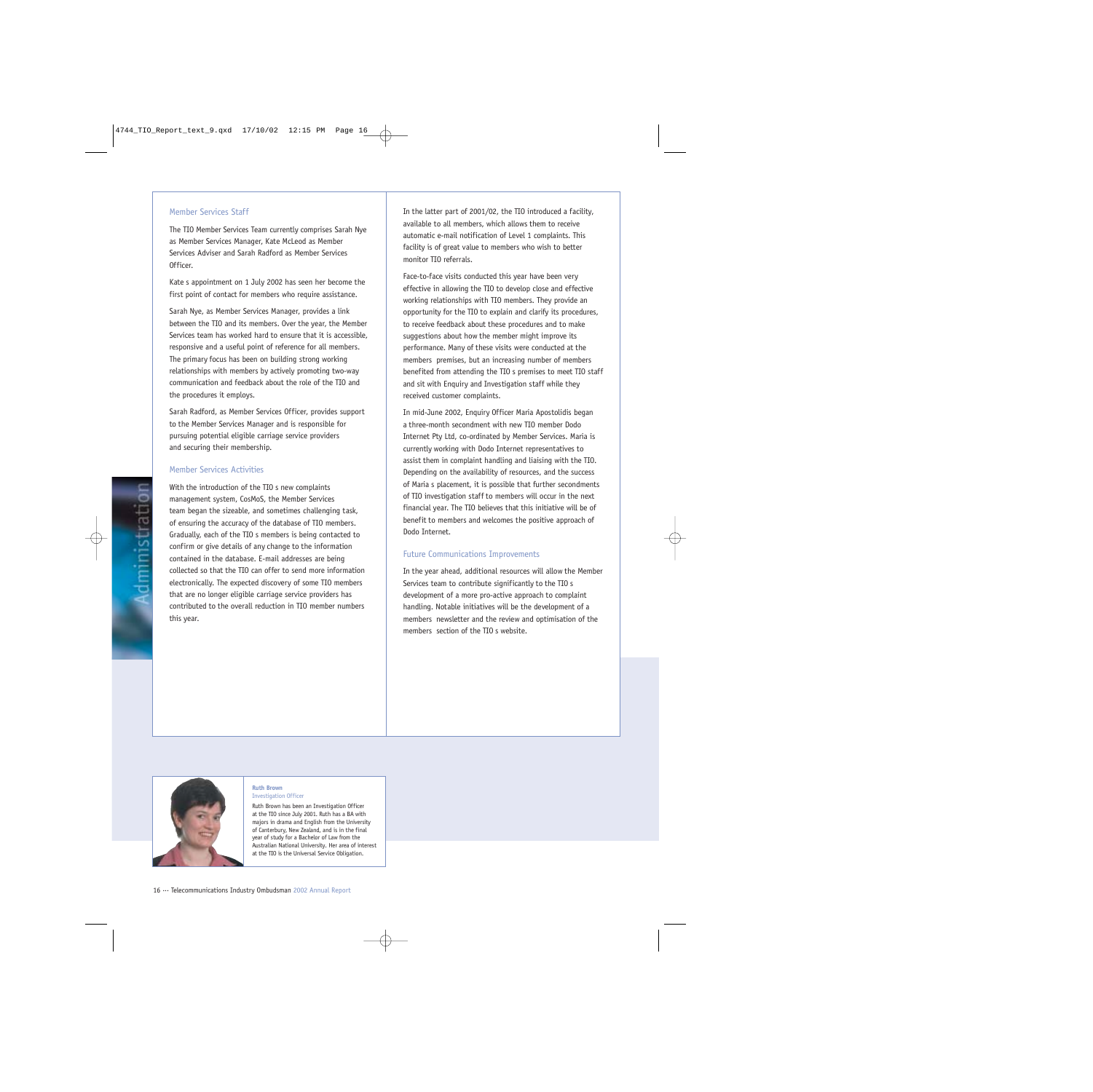## Member Services Staff

The TIO Member Services Team currently comprises Sarah Nye as Member Services Manager, Kate McLeod as Member Services Adviser and Sarah Radford as Member Services Officer.

Kate s appointment on 1 July 2002 has seen her become the first point of contact for members who require assistance.

Sarah Nye, as Member Services Manager, provides a link between the TIO and its members. Over the year, the Member Services team has worked hard to ensure that it is accessible, responsive and a useful point of reference for all members. The primary focus has been on building strong working relationships with members by actively promoting two-way communication and feedback about the role of the TIO and the procedures it employs.

Sarah Radford, as Member Services Officer, provides support to the Member Services Manager and is responsible for pursuing potential eligible carriage service providers and securing their membership.

## Member Services Activities

With the introduction of the TIO s new complaints management system, CosMoS, the Member Services team began the sizeable, and sometimes challenging task, of ensuring the accuracy of the database of TIO members. Gradually, each of the TIO s members is being contacted to confirm or give details of any change to the information contained in the database. E-mail addresses are being collected so that the TIO can offer to send more information electronically. The expected discovery of some TIO members that are no longer eligible carriage service providers has contributed to the overall reduction in TIO member numbers this year.

In the latter part of 2001/02, the TIO introduced a facility, available to all members, which allows them to receive automatic e-mail notification of Level 1 complaints. This facility is of great value to members who wish to better monitor TIO referrals.

Face-to-face visits conducted this year have been very effective in allowing the TIO to develop close and effective working relationships with TIO members. They provide an opportunity for the TIO to explain and clarify its procedures, to receive feedback about these procedures and to make suggestions about how the member might improve its performance. Many of these visits were conducted at the members premises, but an increasing number of members benefited from attending the TIO s premises to meet TIO staff and sit with Enquiry and Investigation staff while they received customer complaints.

In mid-June 2002, Enquiry Officer Maria Apostolidis began a three-month secondment with new TIO member Dodo Internet Pty Ltd, co-ordinated by Member Services. Maria is currently working with Dodo Internet representatives to assist them in complaint handling and liaising with the TIO. Depending on the availability of resources, and the success of Maria s placement, it is possible that further secondments of TIO investigation staff to members will occur in the next financial year. The TIO believes that this initiative will be of benefit to members and welcomes the positive approach of Dodo Internet.

## Future Communications Improvements

In the year ahead, additional resources will allow the Member Services team to contribute significantly to the TIO s development of a more pro-active approach to complaint handling. Notable initiatives will be the development of a members newsletter and the review and optimisation of the members section of the TIO s website.

**Ruth Brown**
Investigation Officer

Ruth Brown has been an Investigation Officer at the TIO since July 2001. Ruth has a BA with majors in drama and English from the University of Canterbury, New Zealand, and is in the final year of study for a Bachelor of Law from the Australian National University. Her area of interest at the TIO is the Universal Service Obligation.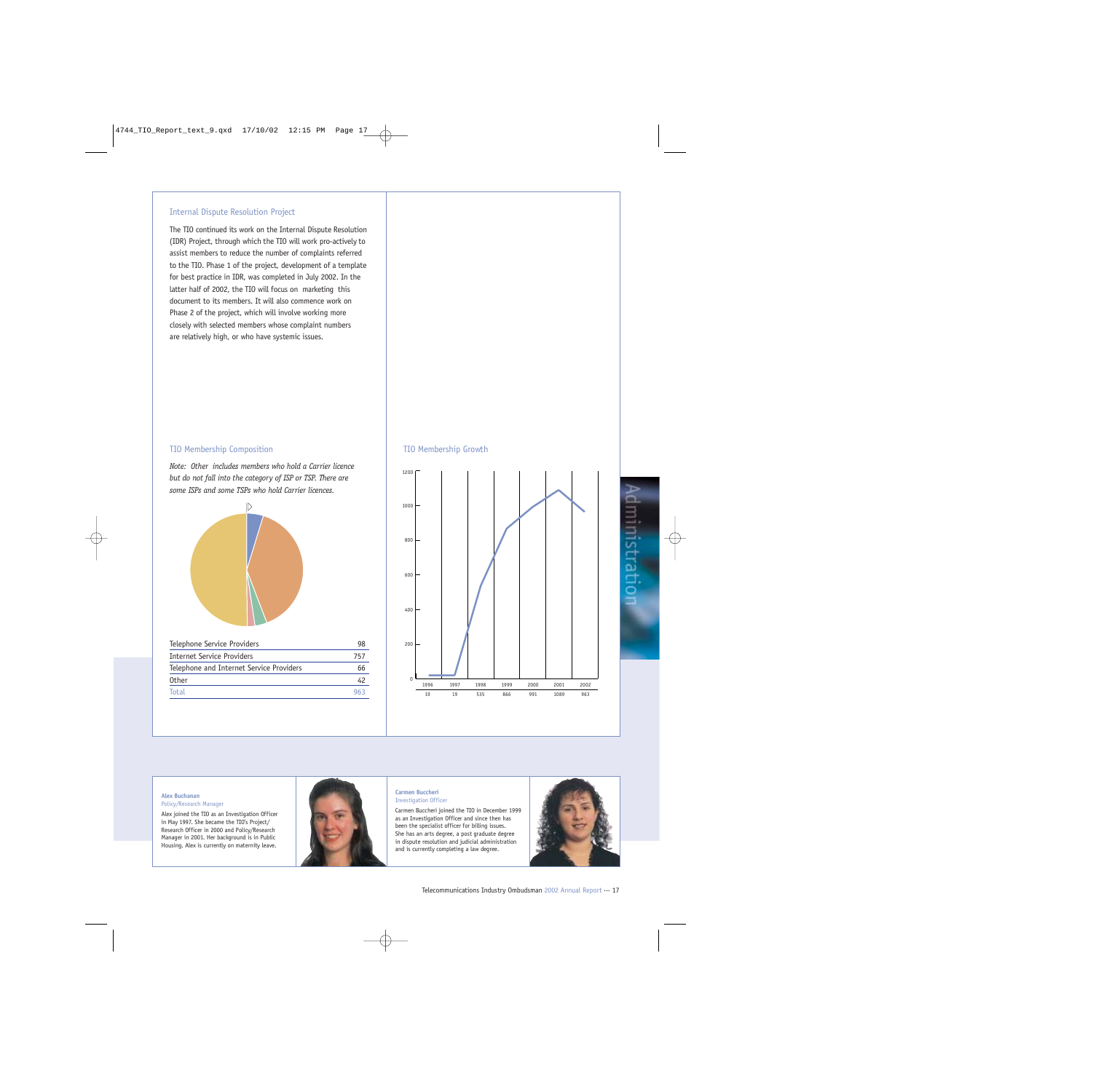## Internal Dispute Resolution Project

The TIO continued its work on the Internal Dispute Resolution (IDR) Project, through which the TIO will work pro-actively to assist members to reduce the number of complaints referred to the TIO. Phase 1 of the project, development of a template for best practice in IDR, was completed in July 2002. In the latter half of 2002, the TIO will focus on marketing this document to its members. It will also commence work on Phase 2 of the project, which will involve working more closely with selected members whose complaint numbers are relatively high, or who have systemic issues.

## TIO Membership Composition

*Note: Other includes members who hold a Carrier licence but do not fall into the category of ISP or TSP. There are some ISPs and some TSPs who hold Carrier licences.*

| | |
|---|---|
| Telephone Service Providers | 98 |
| Internet Service Providers | 757 |
| Telephone and Internet Service Providers | 66 |
| Other | 42 |
| Total | 963 |

## TIO Membership Growth

| 1996 | 1997 | 1998 | 1999 | 2000 | 2001 | 2002 |
|---|---|---|---|---|---|---|
| 19 | 19 | 535 | 866 | 991 | 1089 | 963 |

Administration

**Alex Buchanan**
Policy/Research Manager

Alex joined the TIO as an Investigation Officer in May 1997. She became the TIO's Project/Research Officer in 2000 and Policy/Research Manager in 2001. Her background is in Public Housing. Alex is currently on maternity leave.

**Carmen Buccheri**
Investigation Officer

Carmen Buccheri joined the TIO in December 1999 as an Investigation Officer and since then has been the specialist officer for billing issues. She has an arts degree, a post graduate degree in dispute resolution and judicial administration and is currently completing a law degree.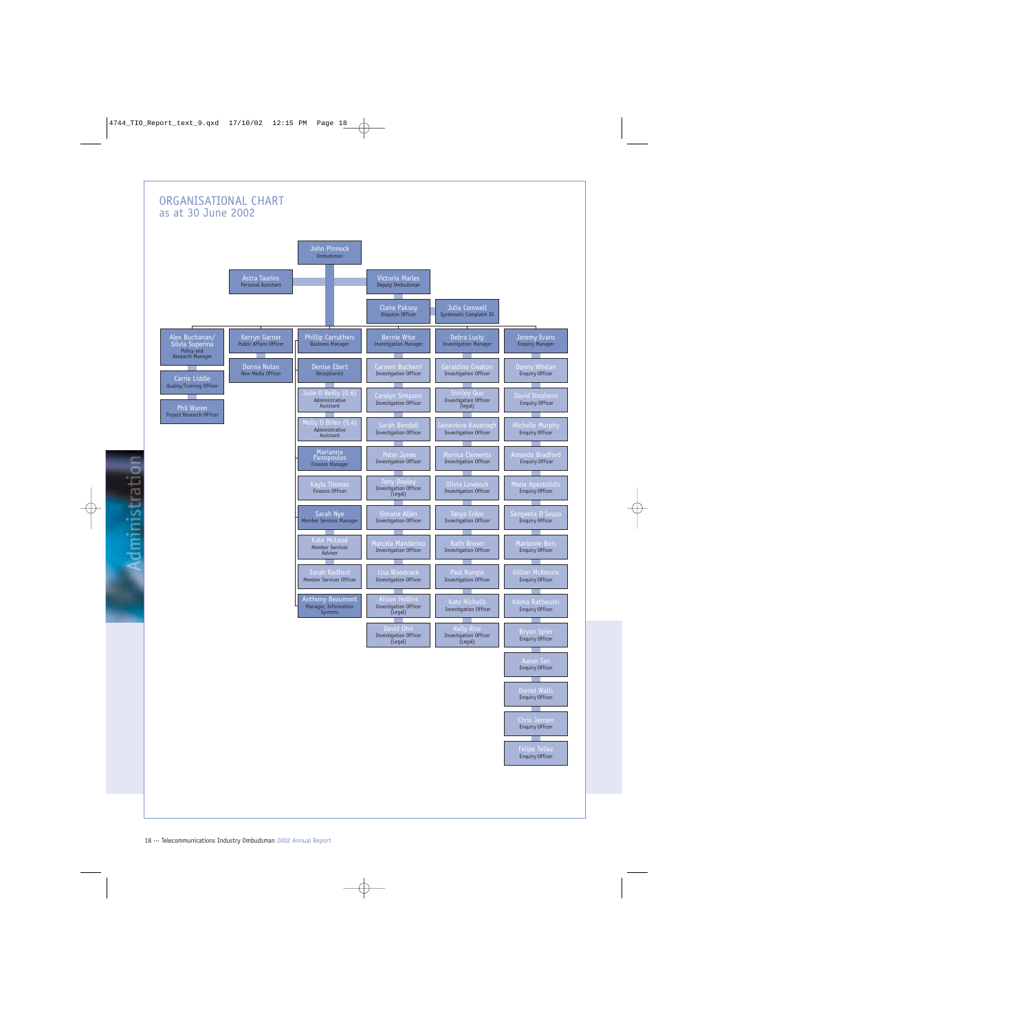## ORGANISATIONAL CHART
as at 30 June 2002

**John Pinnock** – Ombudsman

- **Astra Taurins** – Personal Assistant
- **Victoria Marles** – Deputy Ombudsman
  - **Claire Paksoy** – Disputes Officer
  - **Julia Comwell** – Systematic Complaint IO

**Alex Buchanan/ Silvia Superina** – Policy and Research Manager
- Carrie Liddle – Quality/Training Officer
- Phil Waren – Project Research Officer

**Kerryn Garner** – Public Affairs Officer
- Donna Nolan – New Media Officer

**Phillip Carruthers** – Business Manager
- Denise Ebert – Receptionist
- Julie O Reilly (0.6) – Administrative Assistant
- Molly O Brien (0.4) – Administrative Assistant
- **Marianna Panopoulos** – Finance Manager
  - Kayla Thomas – Finance Officer
- **Sarah Nye** – Member Services Manager
  - Kate McLeod – Member Services Adviser
  - Sarah Radford – Member Services Officer
- **Anthony Beaumont** – Manager, Information Systems

**Bernie Wise** – Investigation Manager
- Carmen Bucherri – Investigation Officer
- Carolyn Simpson – Investigation Officer
- Sarah Bendall – Investigation Officer
- Peter Jones – Investigation Officer
- Tony Dooley – Investigation Officer (Legal)
- Simone Allen – Investigation Officer
- Marcela Mandarino – Investigation Officer
- Lisa Woodcock – Investigation Officer
- Alison Hollins – Investigation Officer (Legal)
- David Ohri – Investigation Officer (Legal)

**Debra Lusty** – Investigation Manager
- Geraldine Creaton – Investigation Officer
- Shirley Quo – Investigation Officer (legal)
- Genevieve Kavanagh – Investigation Officer
- Monica Clements – Investigation Officer
- Olivia Lovelock – Investigation Officer
- Tanya Erdos – Investigation Officer
- Ruth Brown – Investigation Officer
- Paul Nangle – Investigation Officer
- Kate Nicholls – Investigation Officer
- Kelly Rice – Investigation Officer (Legal)

**Jeremy Evans** – Enquiry Manager
- Danny Whelan – Enquiry Officer
- David Stephens – Enquiry Officer
- Michelle Murphy – Enquiry Officer
- Amanda Bradford – Enquiry Officer
- Maria Apostolidis – Enquiry Officer
- Sangeeta D Souza – Enquiry Officer
- Marianne Bois – Enquiry Officer
- Gillian McKenzie – Enquiry Officer
- Kalma Rathouski – Enquiry Officer
- Bryan Spier – Enquiry Officer
- Aaron Tan – Enquiry Officer
- Daniel Walls – Enquiry Officer
- Chris Jensen – Enquiry Officer
- Felipe Tellez – Enquiry Officer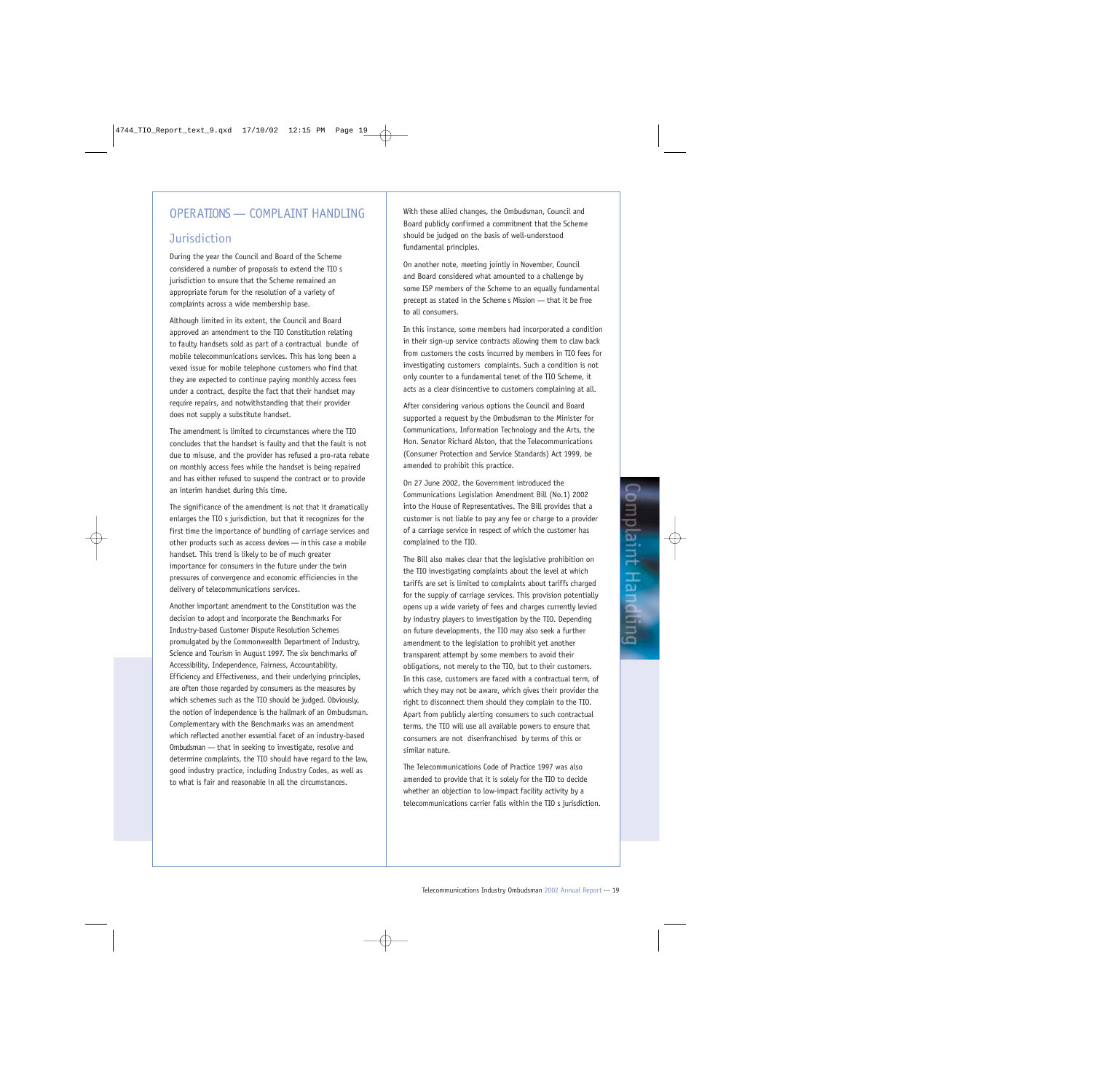## OPERATIONS — COMPLAINT HANDLING

### Jurisdiction

During the year the Council and Board of the Scheme considered a number of proposals to extend the TIO s jurisdiction to ensure that the Scheme remained an appropriate forum for the resolution of a variety of complaints across a wide membership base.

Although limited in its extent, the Council and Board approved an amendment to the TIO Constitution relating to faulty handsets sold as part of a contractual bundle of mobile telecommunications services. This has long been a vexed issue for mobile telephone customers who find that they are expected to continue paying monthly access fees under a contract, despite the fact that their handset may require repairs, and notwithstanding that their provider does not supply a substitute handset.

The amendment is limited to circumstances where the TIO concludes that the handset is faulty and that the fault is not due to misuse, and the provider has refused a pro-rata rebate on monthly access fees while the handset is being repaired and has either refused to suspend the contract or to provide an interim handset during this time.

The significance of the amendment is not that it dramatically enlarges the TIO s jurisdiction, but that it recognizes for the first time the importance of bundling of carriage services and other products such as access devices — in this case a mobile handset. This trend is likely to be of much greater importance for consumers in the future under the twin pressures of convergence and economic efficiencies in the delivery of telecommunications services.

Another important amendment to the Constitution was the decision to adopt and incorporate the Benchmarks For Industry-based Customer Dispute Resolution Schemes promulgated by the Commonwealth Department of Industry, Science and Tourism in August 1997. The six benchmarks of Accessibility, Independence, Fairness, Accountability, Efficiency and Effectiveness, and their underlying principles, are often those regarded by consumers as the measures by which schemes such as the TIO should be judged. Obviously, the notion of independence is the hallmark of an Ombudsman. Complementary with the Benchmarks was an amendment which reflected another essential facet of an industry-based Ombudsman — that in seeking to investigate, resolve and determine complaints, the TIO should have regard to the law, good industry practice, including Industry Codes, as well as to what is fair and reasonable in all the circumstances.

With these allied changes, the Ombudsman, Council and Board publicly confirmed a commitment that the Scheme should be judged on the basis of well-understood fundamental principles.

On another note, meeting jointly in November, Council and Board considered what amounted to a challenge by some ISP members of the Scheme to an equally fundamental precept as stated in the Scheme s Mission — that it be free to all consumers.

In this instance, some members had incorporated a condition in their sign-up service contracts allowing them to claw back from customers the costs incurred by members in TIO fees for investigating customers complaints. Such a condition is not only counter to a fundamental tenet of the TIO Scheme, it acts as a clear disincentive to customers complaining at all.

After considering various options the Council and Board supported a request by the Ombudsman to the Minister for Communications, Information Technology and the Arts, the Hon. Senator Richard Alston, that the Telecommunications (Consumer Protection and Service Standards) Act 1999, be amended to prohibit this practice.

On 27 June 2002, the Government introduced the Communications Legislation Amendment Bill (No.1) 2002 into the House of Representatives. The Bill provides that a customer is not liable to pay any fee or charge to a provider of a carriage service in respect of which the customer has complained to the TIO.

The Bill also makes clear that the legislative prohibition on the TIO investigating complaints about the level at which tariffs are set is limited to complaints about tariffs charged for the supply of carriage services. This provision potentially opens up a wide variety of fees and charges currently levied by industry players to investigation by the TIO. Depending on future developments, the TIO may also seek a further amendment to the legislation to prohibit yet another transparent attempt by some members to avoid their obligations, not merely to the TIO, but to their customers. In this case, customers are faced with a contractual term, of which they may not be aware, which gives their provider the right to disconnect them should they complain to the TIO. Apart from publicly alerting consumers to such contractual terms, the TIO will use all available powers to ensure that consumers are not disenfranchised by terms of this or similar nature.

The Telecommunications Code of Practice 1997 was also amended to provide that it is solely for the TIO to decide whether an objection to low-impact facility activity by a telecommunications carrier falls within the TIO s jurisdiction.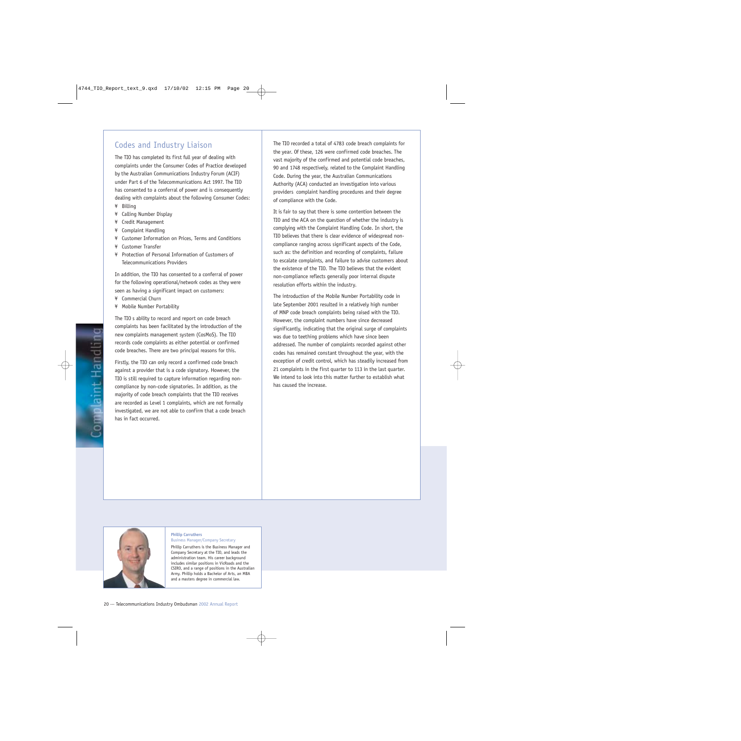## Codes and Industry Liaison

The TIO has completed its first full year of dealing with complaints under the Consumer Codes of Practice developed by the Australian Communications Industry Forum (ACIF) under Part 6 of the Telecommunications Act 1997. The TIO has consented to a conferral of power and is consequently dealing with complaints about the following Consumer Codes:

- Billing
- Calling Number Display
- Credit Management
- Complaint Handling
- Customer Information on Prices, Terms and Conditions
- Customer Transfer
- Protection of Personal Information of Customers of Telecommunications Providers

In addition, the TIO has consented to a conferral of power for the following operational/network codes as they were seen as having a significant impact on customers:

- Commercial Churn
- Mobile Number Portability

The TIO s ability to record and report on code breach complaints has been facilitated by the introduction of the new complaints management system (CosMoS). The TIO records code complaints as either potential or confirmed code breaches. There are two principal reasons for this.

Firstly, the TIO can only record a confirmed code breach against a provider that is a code signatory. However, the TIO is still required to capture information regarding non-compliance by non-code signatories. In addition, as the majority of code breach complaints that the TIO receives are recorded as Level 1 complaints, which are not formally investigated, we are not able to confirm that a code breach has in fact occurred.

The TIO recorded a total of 4783 code breach complaints for the year. Of these, 126 were confirmed code breaches. The vast majority of the confirmed and potential code breaches, 90 and 1748 respectively, related to the Complaint Handling Code. During the year, the Australian Communications Authority (ACA) conducted an investigation into various providers complaint handling procedures and their degree of compliance with the Code.

It is fair to say that there is some contention between the TIO and the ACA on the question of whether the industry is complying with the Complaint Handling Code. In short, the TIO believes that there is clear evidence of widespread non-compliance ranging across significant aspects of the Code, such as: the definition and recording of complaints, failure to escalate complaints, and failure to advise customers about the existence of the TIO. The TIO believes that the evident non-compliance reflects generally poor internal dispute resolution efforts within the industry.

The introduction of the Mobile Number Portability code in late September 2001 resulted in a relatively high number of MNP code breach complaints being raised with the TIO. However, the complaint numbers have since decreased significantly, indicating that the original surge of complaints was due to teething problems which have since been addressed. The number of complaints recorded against other codes has remained constant throughout the year, with the exception of credit control, which has steadily increased from 21 complaints in the first quarter to 113 in the last quarter. We intend to look into this matter further to establish what has caused the increase.

**Phillip Carruthers**
Business Manager/Company Secretary

Phillip Carruthers is the Business Manager and Company Secretary at the TIO, and leads the administration team. His career background includes similar positions in VicRoads and the CSIRO, and a range of positions in the Australian Army. Phillip holds a Bachelor of Arts, an MBA and a masters degree in commercial law.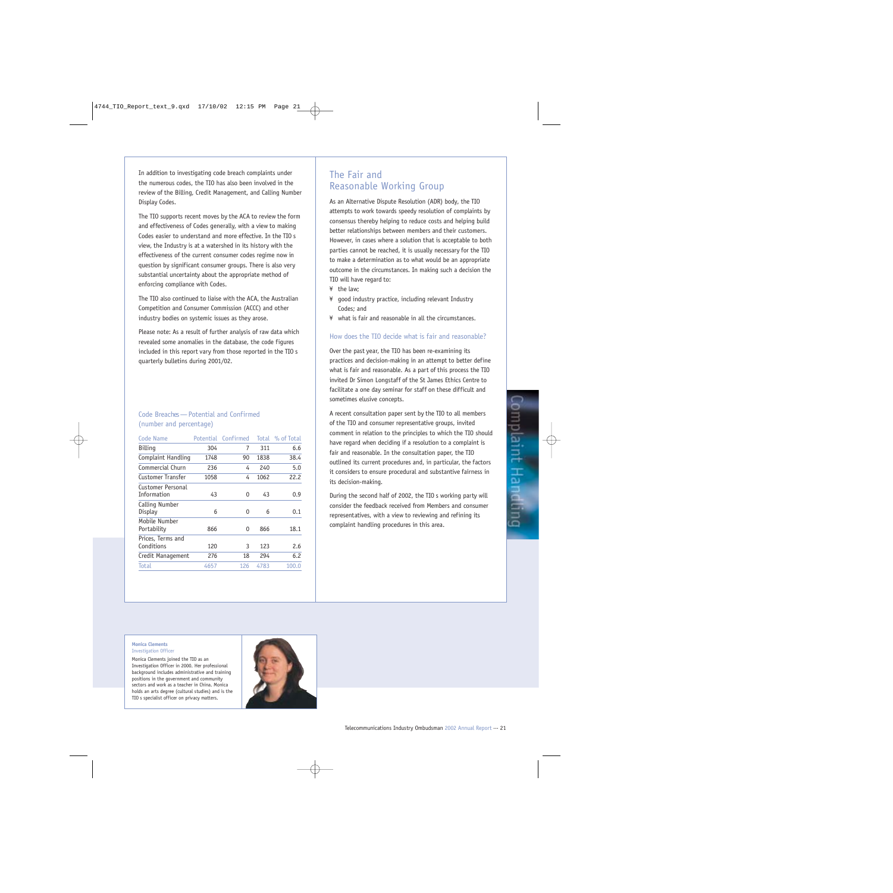In addition to investigating code breach complaints under the numerous codes, the TIO has also been involved in the review of the Billing, Credit Management, and Calling Number Display Codes.

The TIO supports recent moves by the ACA to review the form and effectiveness of Codes generally, with a view to making Codes easier to understand and more effective. In the TIO s view, the Industry is at a watershed in its history with the effectiveness of the current consumer codes regime now in question by significant consumer groups. There is also very substantial uncertainty about the appropriate method of enforcing compliance with Codes.

The TIO also continued to liaise with the ACA, the Australian Competition and Consumer Commission (ACCC) and other industry bodies on systemic issues as they arose.

Please note: As a result of further analysis of raw data which revealed some anomalies in the database, the code figures included in this report vary from those reported in the TIO s quarterly bulletins during 2001/02.

### Code Breaches — Potential and Confirmed (number and percentage)

| Code Name | Potential | Confirmed | Total | % of Total |
|---|---|---|---|---|
| Billing | 304 | 7 | 311 | 6.6 |
| Complaint Handling | 1748 | 90 | 1838 | 38.4 |
| Commercial Churn | 236 | 4 | 240 | 5.0 |
| Customer Transfer | 1058 | 4 | 1062 | 22.2 |
| Customer Personal Information | 43 | 0 | 43 | 0.9 |
| Calling Number Display | 6 | 0 | 6 | 0.1 |
| Mobile Number Portability | 866 | 0 | 866 | 18.1 |
| Prices, Terms and Conditions | 120 | 3 | 123 | 2.6 |
| Credit Management | 276 | 18 | 294 | 6.2 |
| Total | 4657 | 126 | 4783 | 100.0 |

## The Fair and Reasonable Working Group

As an Alternative Dispute Resolution (ADR) body, the TIO attempts to work towards speedy resolution of complaints by consensus thereby helping to reduce costs and helping build better relationships between members and their customers. However, in cases where a solution that is acceptable to both parties cannot be reached, it is usually necessary for the TIO to make a determination as to what would be an appropriate outcome in the circumstances. In making such a decision the TIO will have regard to:

- the law;
- good industry practice, including relevant Industry Codes; and
- what is fair and reasonable in all the circumstances.

### How does the TIO decide what is fair and reasonable?

Over the past year, the TIO has been re-examining its practices and decision-making in an attempt to better define what is fair and reasonable. As a part of this process the TIO invited Dr Simon Longstaff of the St James Ethics Centre to facilitate a one day seminar for staff on these difficult and sometimes elusive concepts.

A recent consultation paper sent by the TIO to all members of the TIO and consumer representative groups, invited comment in relation to the principles to which the TIO should have regard when deciding if a resolution to a complaint is fair and reasonable. In the consultation paper, the TIO outlined its current procedures and, in particular, the factors it considers to ensure procedural and substantive fairness in its decision-making.

During the second half of 2002, the TIO s working party will consider the feedback received from Members and consumer representatives, with a view to reviewing and refining its complaint handling procedures in this area.

**Monica Clements**
Investigation Officer

Monica Clements joined the TIO as an Investigation Officer in 2000. Her professional background includes administrative and training positions in the government and community sectors and work as a teacher in China. Monica holds an arts degree (cultural studies) and is the TIO s specialist officer on privacy matters.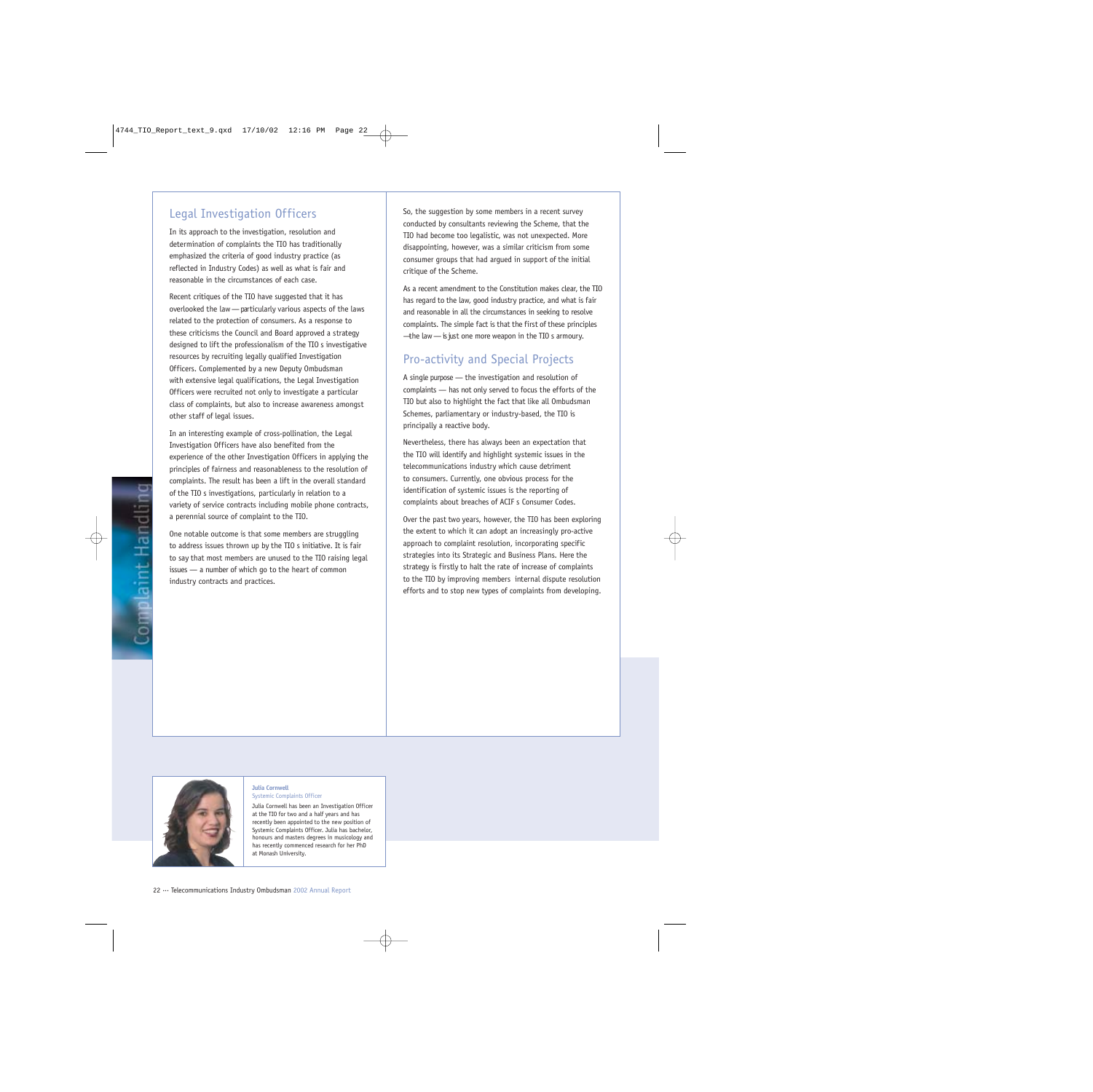## Legal Investigation Officers

In its approach to the investigation, resolution and determination of complaints the TIO has traditionally emphasized the criteria of good industry practice (as reflected in Industry Codes) as well as what is fair and reasonable in the circumstances of each case.

Recent critiques of the TIO have suggested that it has overlooked the law — particularly various aspects of the laws related to the protection of consumers. As a response to these criticisms the Council and Board approved a strategy designed to lift the professionalism of the TIO s investigative resources by recruiting legally qualified Investigation Officers. Complemented by a new Deputy Ombudsman with extensive legal qualifications, the Legal Investigation Officers were recruited not only to investigate a particular class of complaints, but also to increase awareness amongst other staff of legal issues.

In an interesting example of cross-pollination, the Legal Investigation Officers have also benefited from the experience of the other Investigation Officers in applying the principles of fairness and reasonableness to the resolution of complaints. The result has been a lift in the overall standard of the TIO s investigations, particularly in relation to a variety of service contracts including mobile phone contracts, a perennial source of complaint to the TIO.

One notable outcome is that some members are struggling to address issues thrown up by the TIO s initiative. It is fair to say that most members are unused to the TIO raising legal issues — a number of which go to the heart of common industry contracts and practices.

So, the suggestion by some members in a recent survey conducted by consultants reviewing the Scheme, that the TIO had become too legalistic, was not unexpected. More disappointing, however, was a similar criticism from some consumer groups that had argued in support of the initial critique of the Scheme.

As a recent amendment to the Constitution makes clear, the TIO has regard to the law, good industry practice, and what is fair and reasonable in all the circumstances in seeking to resolve complaints. The simple fact is that the first of these principles —the law — is just one more weapon in the TIO s armoury.

## Pro-activity and Special Projects

A single purpose — the investigation and resolution of complaints — has not only served to focus the efforts of the TIO but also to highlight the fact that like all Ombudsman Schemes, parliamentary or industry-based, the TIO is principally a reactive body.

Nevertheless, there has always been an expectation that the TIO will identify and highlight systemic issues in the telecommunications industry which cause detriment to consumers. Currently, one obvious process for the identification of systemic issues is the reporting of complaints about breaches of ACIF s Consumer Codes.

Over the past two years, however, the TIO has been exploring the extent to which it can adopt an increasingly pro-active approach to complaint resolution, incorporating specific strategies into its Strategic and Business Plans. Here the strategy is firstly to halt the rate of increase of complaints to the TIO by improving members internal dispute resolution efforts and to stop new types of complaints from developing.

**Julia Cornwell**
Systemic Complaints Officer

Julia Cornwell has been an Investigation Officer at the TIO for two and a half years and has recently been appointed to the new position of Systemic Complaints Officer. Julia has bachelor, honours and masters degrees in musicology and has recently commenced research for her PhD at Monash University.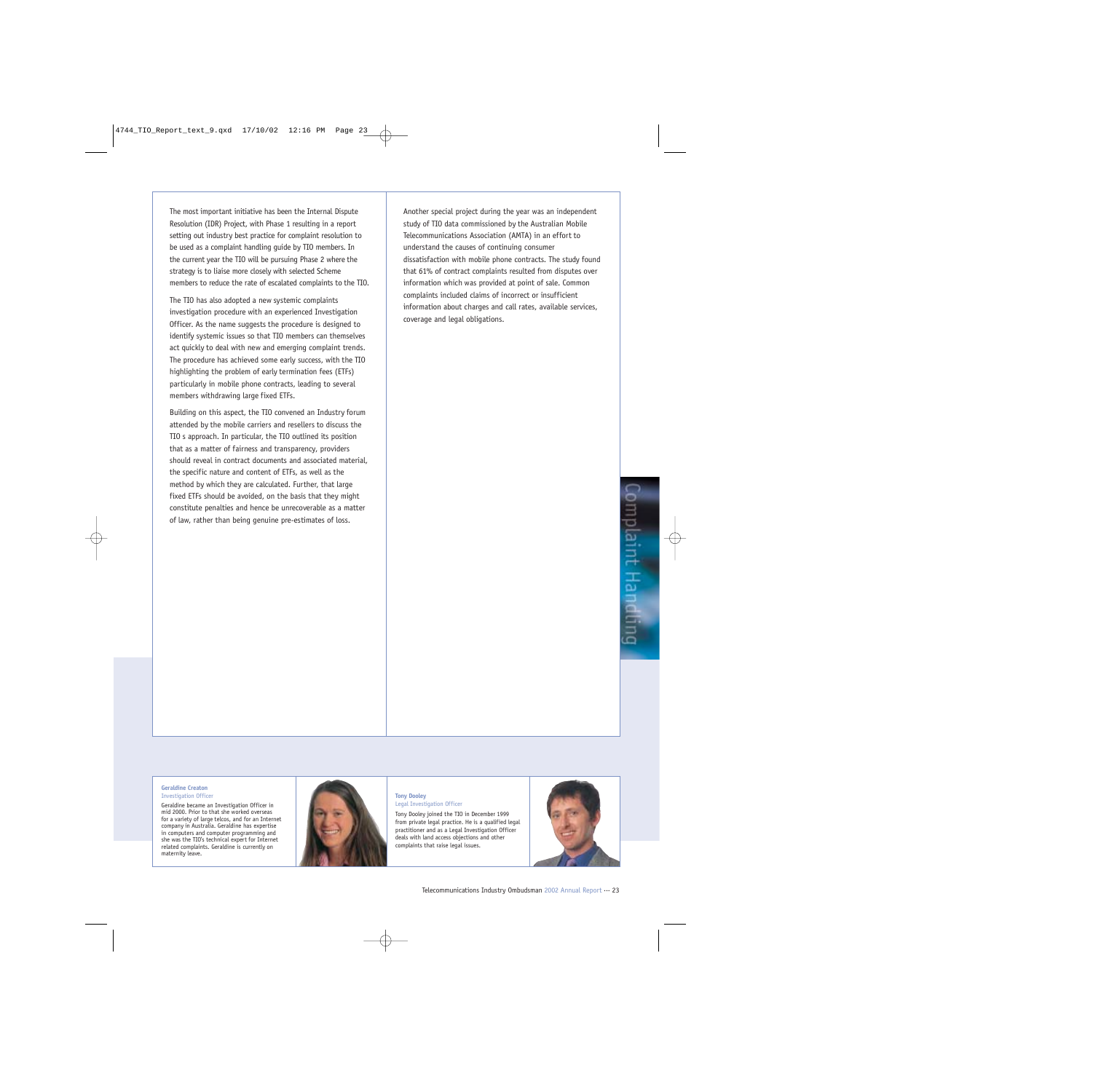The most important initiative has been the Internal Dispute Resolution (IDR) Project, with Phase 1 resulting in a report setting out industry best practice for complaint resolution to be used as a complaint handling guide by TIO members. In the current year the TIO will be pursuing Phase 2 where the strategy is to liaise more closely with selected Scheme members to reduce the rate of escalated complaints to the TIO.

The TIO has also adopted a new systemic complaints investigation procedure with an experienced Investigation Officer. As the name suggests the procedure is designed to identify systemic issues so that TIO members can themselves act quickly to deal with new and emerging complaint trends. The procedure has achieved some early success, with the TIO highlighting the problem of early termination fees (ETFs) particularly in mobile phone contracts, leading to several members withdrawing large fixed ETFs.

Building on this aspect, the TIO convened an Industry forum attended by the mobile carriers and resellers to discuss the TIO s approach. In particular, the TIO outlined its position that as a matter of fairness and transparency, providers should reveal in contract documents and associated material, the specific nature and content of ETFs, as well as the method by which they are calculated. Further, that large fixed ETFs should be avoided, on the basis that they might constitute penalties and hence be unrecoverable as a matter of law, rather than being genuine pre-estimates of loss.

Another special project during the year was an independent study of TIO data commissioned by the Australian Mobile Telecommunications Association (AMTA) in an effort to understand the causes of continuing consumer dissatisfaction with mobile phone contracts. The study found that 61% of contract complaints resulted from disputes over information which was provided at point of sale. Common complaints included claims of incorrect or insufficient information about charges and call rates, available services, coverage and legal obligations.

Complaint Handling

**Geraldine Creaton**
Investigation Officer

Geraldine became an Investigation Officer in mid 2000. Prior to that she worked overseas for a variety of large telcos, and for an Internet company in Australia. Geraldine has expertise in computers and computer programming and she was the TIO's technical expert for Internet related complaints. Geraldine is currently on maternity leave.

**Tony Dooley**
Legal Investigation Officer

Tony Dooley joined the TIO in December 1999 from private legal practice. He is a qualified legal practitioner and as a Legal Investigation Officer deals with land access objections and other complaints that raise legal issues.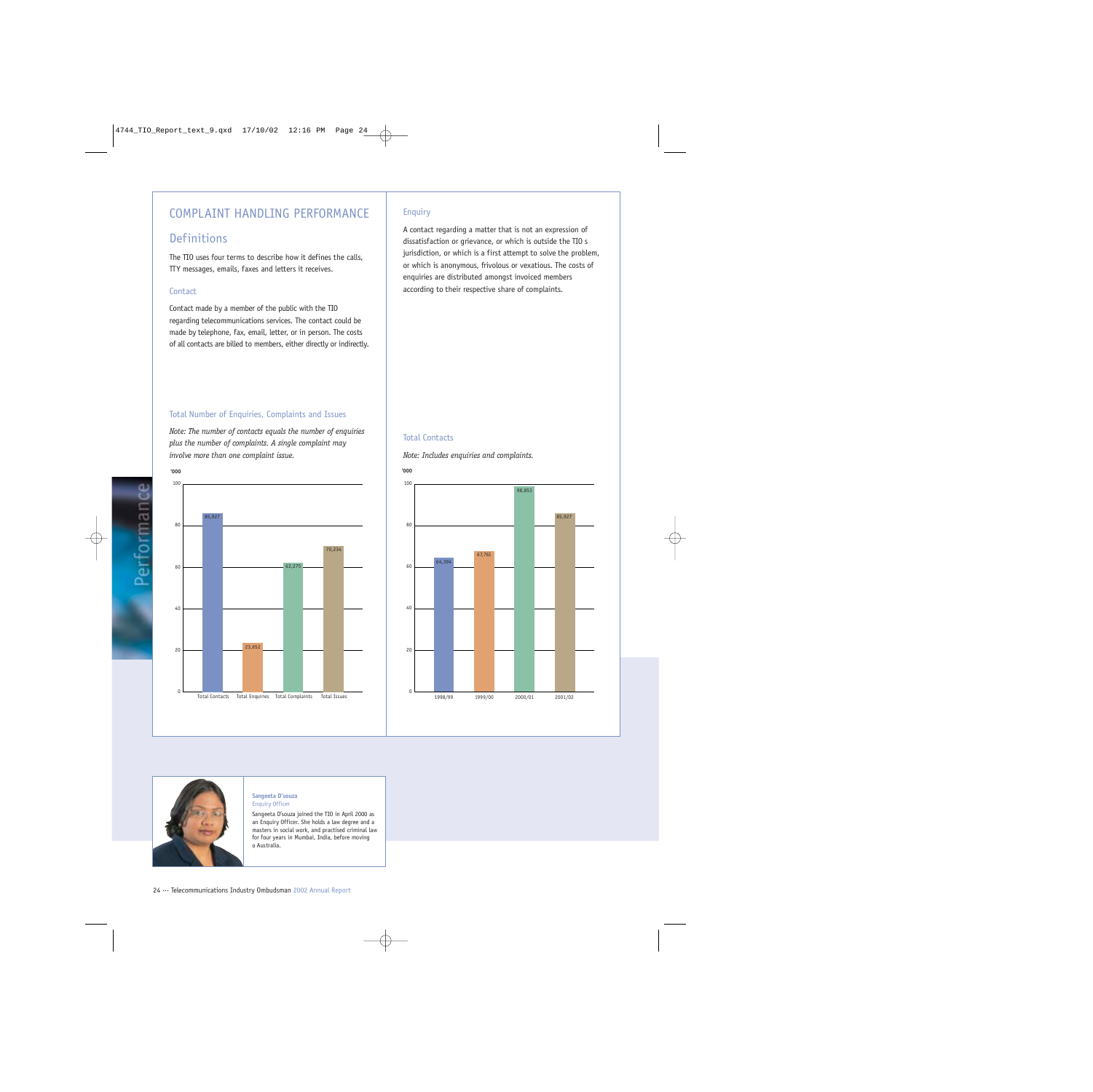# COMPLAINT HANDLING PERFORMANCE

## Definitions

The TIO uses four terms to describe how it defines the calls, TTY messages, emails, faxes and letters it receives.

### Contact

Contact made by a member of the public with the TIO regarding telecommunications services. The contact could be made by telephone, fax, email, letter, or in person. The costs of all contacts are billed to members, either directly or indirectly.

### Enquiry

A contact regarding a matter that is not an expression of dissatisfaction or grievance, or which is outside the TIO s jurisdiction, or which is a first attempt to solve the problem, or which is anonymous, frivolous or vexatious. The costs of enquiries are distributed amongst invoiced members according to their respective share of complaints.

### Total Number of Enquiries, Complaints and Issues

*Note: The number of contacts equals the number of enquiries plus the number of complaints. A single complaint may involve more than one complaint issue.*

| '000 | Value |
|---|---|
| Total Contacts | 85,927 |
| Total Enquiries | 23,652 |
| Total Complaints | 62,275 |
| Total Issues | 70,234 |

### Total Contacts

*Note: Includes enquiries and complaints.*

| '000 | Value |
|---|---|
| 1998/99 | 64,394 |
| 1999/00 | 67,761 |
| 2000/01 | 98,853 |
| 2001/02 | 85,927 |

**Sangeeta D'souza**
Enquiry Officer

Sangeeta D'souza joined the TIO in April 2000 as an Enquiry Officer. She holds a law degree and a masters in social work, and practised criminal law for four years in Mumbai, India, before moving o Australia.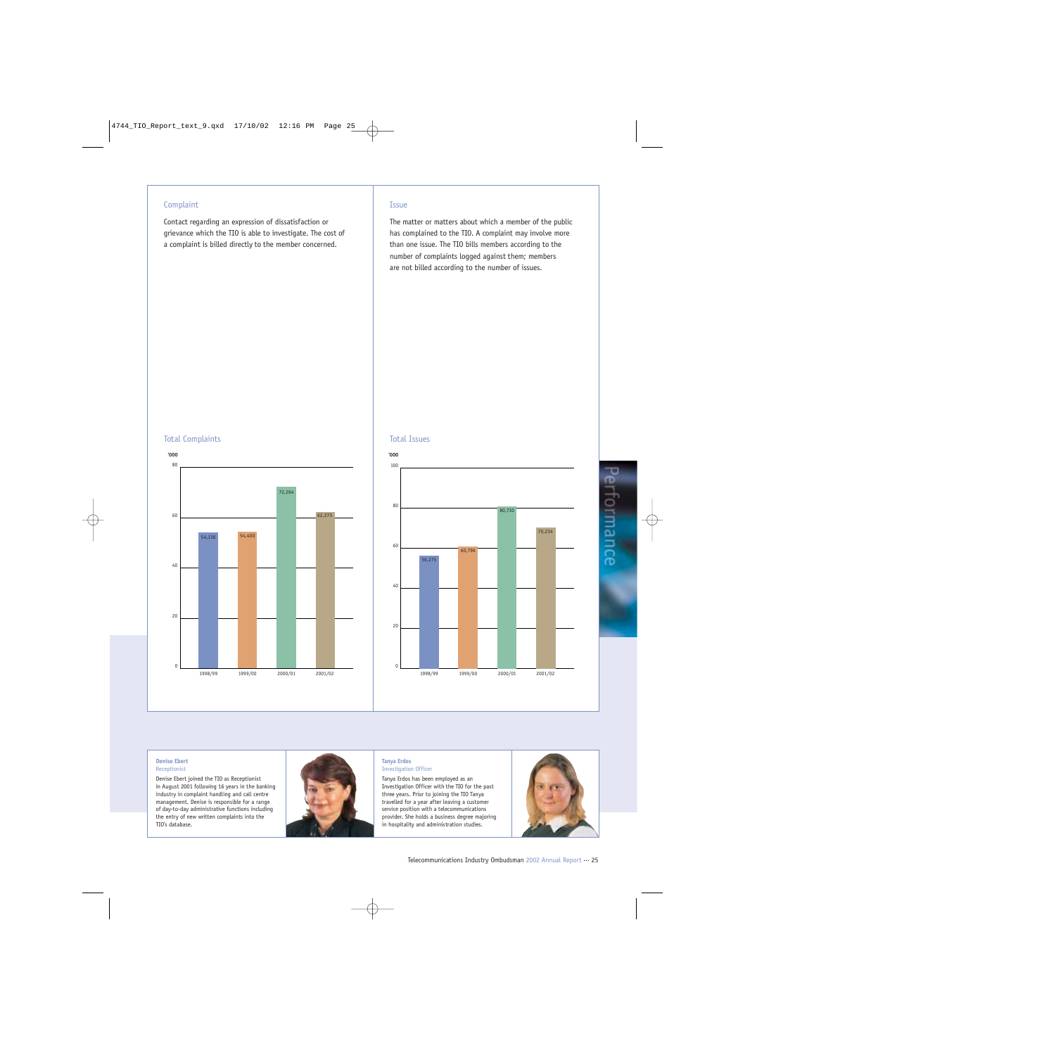### Complaint

Contact regarding an expression of dissatisfaction or grievance which the TIO is able to investigate. The cost of a complaint is billed directly to the member concerned.

### Issue

The matter or matters about which a member of the public has complained to the TIO. A complaint may involve more than one issue. The TIO bills members according to the number of complaints logged against them; members are not billed according to the number of issues.

### Total Complaints

'000

| Year | Complaints |
|---|---|
| 1998/99 | 54,136 |
| 1999/00 | 54,400 |
| 2000/01 | 72,264 |
| 2001/02 | 62,275 |

### Total Issues

'000

| Year | Issues |
|---|---|
| 1998/99 | 56,275 |
| 1999/00 | 60,796 |
| 2000/01 | 80,710 |
| 2001/02 | 70,234 |

Performance

**Denise Ebert**
Receptionist

Denise Ebert joined the TIO as Receptionist in August 2001 following 16 years in the banking industry in complaint handling and call centre management. Denise is responsible for a range of day-to-day administrative functions including the entry of new written complaints into the TIO's database.

**Tanya Erdos**
Investigation Officer

Tanya Erdos has been employed as an Investigation Officer with the TIO for the past three years. Prior to joining the TIO Tanya travelled for a year after leaving a customer service position with a telecommunications provider. She holds a business degree majoring in hospitality and administration studies.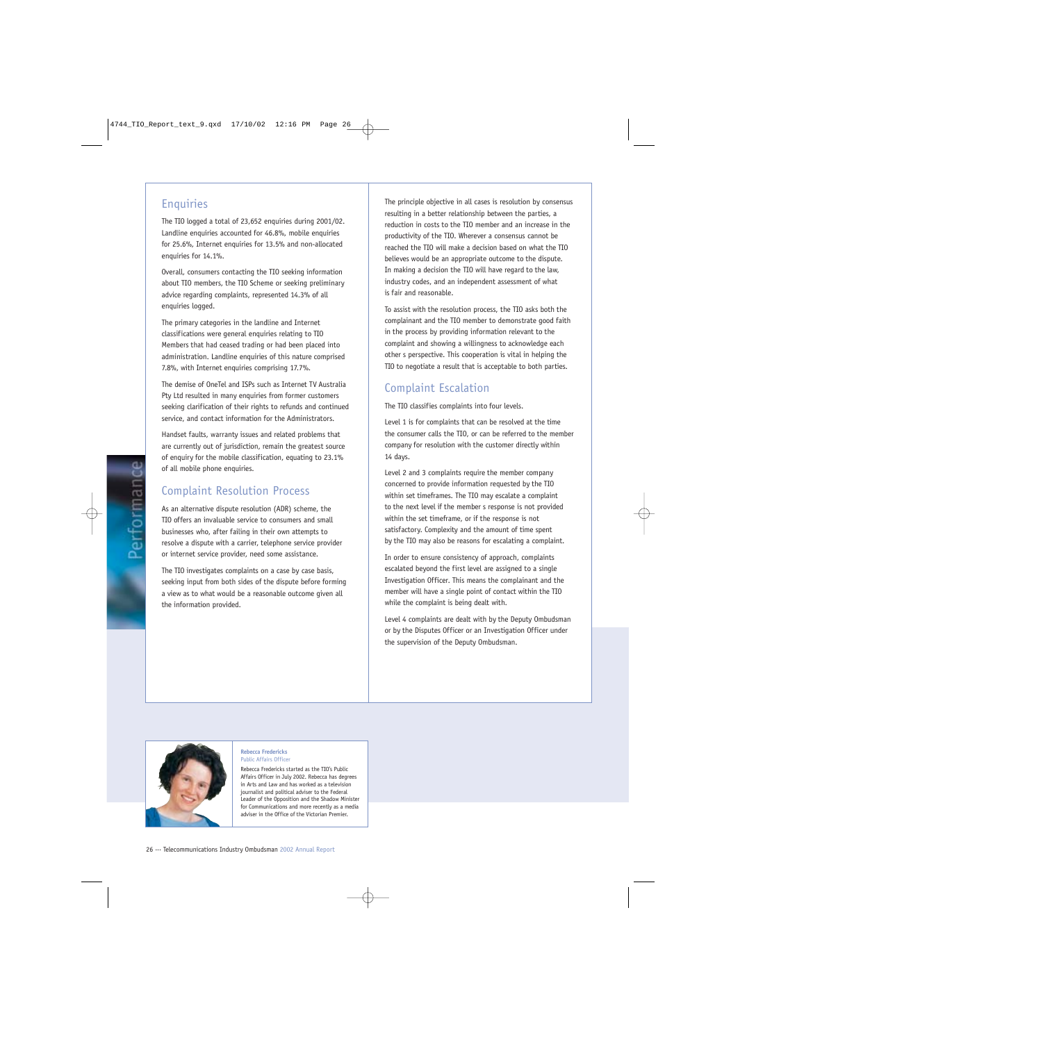## Enquiries

The TIO logged a total of 23,652 enquiries during 2001/02. Landline enquiries accounted for 46.8%, mobile enquiries for 25.6%, Internet enquiries for 13.5% and non-allocated enquiries for 14.1%.

Overall, consumers contacting the TIO seeking information about TIO members, the TIO Scheme or seeking preliminary advice regarding complaints, represented 14.3% of all enquiries logged.

The primary categories in the landline and Internet classifications were general enquiries relating to TIO Members that had ceased trading or had been placed into administration. Landline enquiries of this nature comprised 7.8%, with Internet enquiries comprising 17.7%.

The demise of OneTel and ISPs such as Internet TV Australia Pty Ltd resulted in many enquiries from former customers seeking clarification of their rights to refunds and continued service, and contact information for the Administrators.

Handset faults, warranty issues and related problems that are currently out of jurisdiction, remain the greatest source of enquiry for the mobile classification, equating to 23.1% of all mobile phone enquiries.

## Complaint Resolution Process

As an alternative dispute resolution (ADR) scheme, the TIO offers an invaluable service to consumers and small businesses who, after failing in their own attempts to resolve a dispute with a carrier, telephone service provider or internet service provider, need some assistance.

The TIO investigates complaints on a case by case basis, seeking input from both sides of the dispute before forming a view as to what would be a reasonable outcome given all the information provided.

The principle objective in all cases is resolution by consensus resulting in a better relationship between the parties, a reduction in costs to the TIO member and an increase in the productivity of the TIO. Wherever a consensus cannot be reached the TIO will make a decision based on what the TIO believes would be an appropriate outcome to the dispute. In making a decision the TIO will have regard to the law, industry codes, and an independent assessment of what is fair and reasonable.

To assist with the resolution process, the TIO asks both the complainant and the TIO member to demonstrate good faith in the process by providing information relevant to the complaint and showing a willingness to acknowledge each other s perspective. This cooperation is vital in helping the TIO to negotiate a result that is acceptable to both parties.

## Complaint Escalation

The TIO classifies complaints into four levels.

Level 1 is for complaints that can be resolved at the time the consumer calls the TIO, or can be referred to the member company for resolution with the customer directly within 14 days.

Level 2 and 3 complaints require the member company concerned to provide information requested by the TIO within set timeframes. The TIO may escalate a complaint to the next level if the member s response is not provided within the set timeframe, or if the response is not satisfactory. Complexity and the amount of time spent by the TIO may also be reasons for escalating a complaint.

In order to ensure consistency of approach, complaints escalated beyond the first level are assigned to a single Investigation Officer. This means the complainant and the member will have a single point of contact within the TIO while the complaint is being dealt with.

Level 4 complaints are dealt with by the Deputy Ombudsman or by the Disputes Officer or an Investigation Officer under the supervision of the Deputy Ombudsman.

**Rebecca Fredericks**
Public Affairs Officer

Rebecca Fredericks started as the TIO's Public Affairs Officer in July 2002. Rebecca has degrees in Arts and Law and has worked as a television journalist and political adviser to the Federal Leader of the Opposition and the Shadow Minister for Communications and more recently as a media adviser in the Office of the Victorian Premier.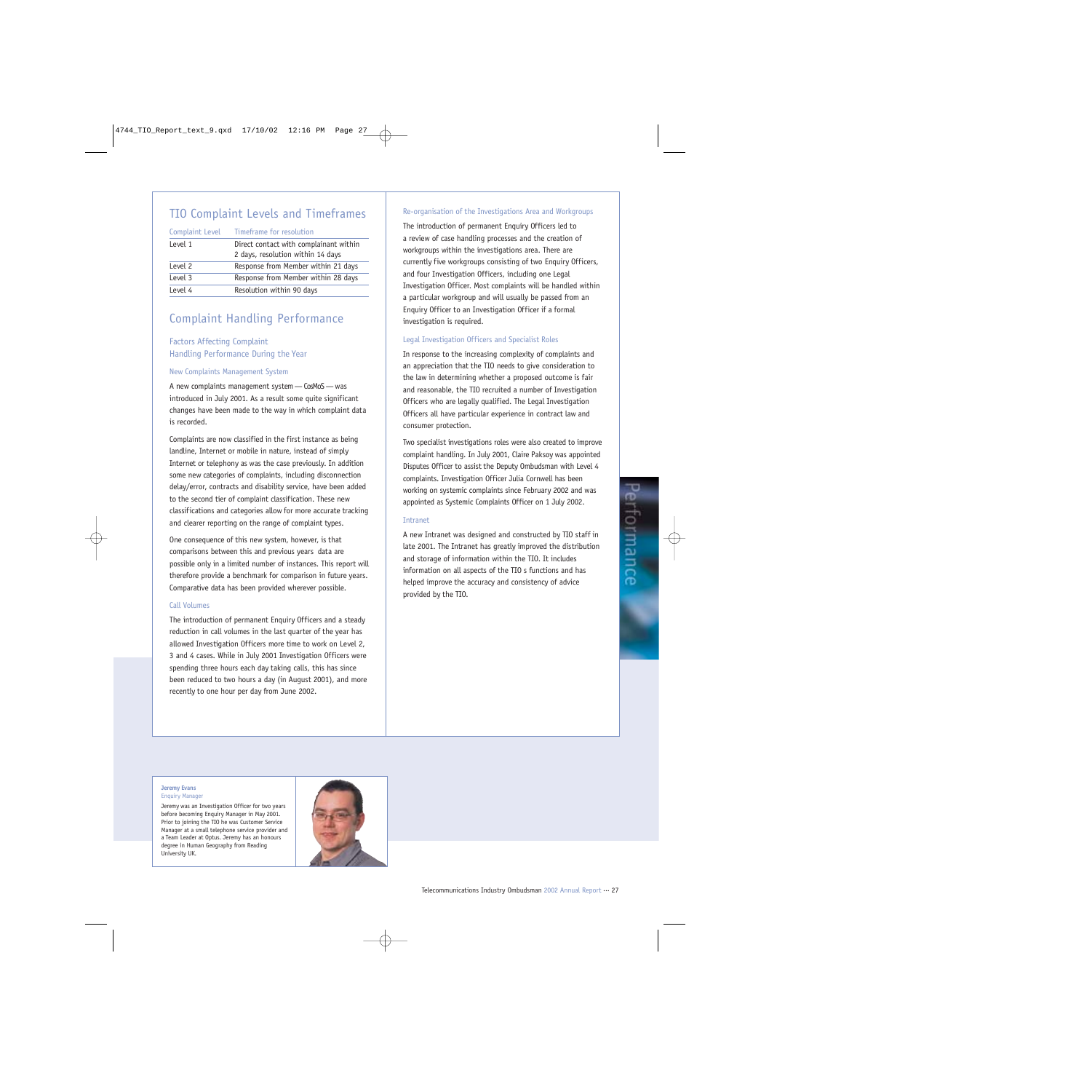## TIO Complaint Levels and Timeframes

| Complaint Level | Timeframe for resolution |
| --- | --- |
| Level 1 | Direct contact with complainant within 2 days, resolution within 14 days |
| Level 2 | Response from Member within 21 days |
| Level 3 | Response from Member within 28 days |
| Level 4 | Resolution within 90 days |

## Complaint Handling Performance

### Factors Affecting Complaint Handling Performance During the Year

#### New Complaints Management System

A new complaints management system — CosMoS — was introduced in July 2001. As a result some quite significant changes have been made to the way in which complaint data is recorded.

Complaints are now classified in the first instance as being landline, Internet or mobile in nature, instead of simply Internet or telephony as was the case previously. In addition some new categories of complaints, including disconnection delay/error, contracts and disability service, have been added to the second tier of complaint classification. These new classifications and categories allow for more accurate tracking and clearer reporting on the range of complaint types.

One consequence of this new system, however, is that comparisons between this and previous years data are possible only in a limited number of instances. This report will therefore provide a benchmark for comparison in future years. Comparative data has been provided wherever possible.

#### Call Volumes

The introduction of permanent Enquiry Officers and a steady reduction in call volumes in the last quarter of the year has allowed Investigation Officers more time to work on Level 2, 3 and 4 cases. While in July 2001 Investigation Officers were spending three hours each day taking calls, this has since been reduced to two hours a day (in August 2001), and more recently to one hour per day from June 2002.

#### Re-organisation of the Investigations Area and Workgroups

The introduction of permanent Enquiry Officers led to a review of case handling processes and the creation of workgroups within the investigations area. There are currently five workgroups consisting of two Enquiry Officers, and four Investigation Officers, including one Legal Investigation Officer. Most complaints will be handled within a particular workgroup and will usually be passed from an Enquiry Officer to an Investigation Officer if a formal investigation is required.

#### Legal Investigation Officers and Specialist Roles

In response to the increasing complexity of complaints and an appreciation that the TIO needs to give consideration to the law in determining whether a proposed outcome is fair and reasonable, the TIO recruited a number of Investigation Officers who are legally qualified. The Legal Investigation Officers all have particular experience in contract law and consumer protection.

Two specialist investigations roles were also created to improve complaint handling. In July 2001, Claire Paksoy was appointed Disputes Officer to assist the Deputy Ombudsman with Level 4 complaints. Investigation Officer Julia Cornwell has been working on systemic complaints since February 2002 and was appointed as Systemic Complaints Officer on 1 July 2002.

#### Intranet

A new Intranet was designed and constructed by TIO staff in late 2001. The Intranet has greatly improved the distribution and storage of information within the TIO. It includes information on all aspects of the TIO s functions and has helped improve the accuracy and consistency of advice provided by the TIO.

**Jeremy Evans**
Enquiry Manager

Jeremy was an Investigation Officer for two years before becoming Enquiry Manager in May 2001. Prior to joining the TIO he was Customer Service Manager at a small telephone service provider and a Team Leader at Optus. Jeremy has an honours degree in Human Geography from Reading University UK.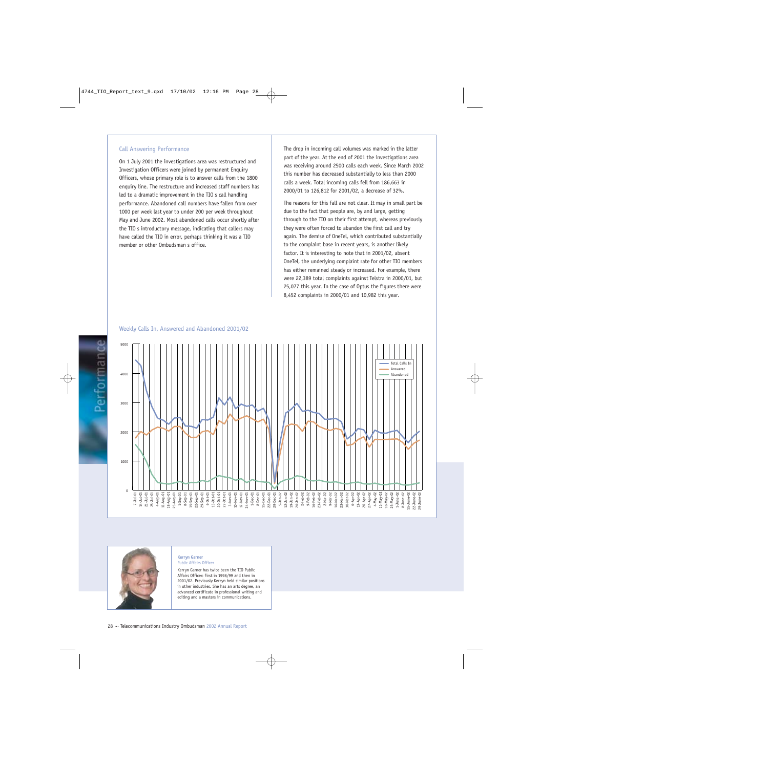## Call Answering Performance

On 1 July 2001 the investigations area was restructured and Investigation Officers were joined by permanent Enquiry Officers, whose primary role is to answer calls from the 1800 enquiry line. The restructure and increased staff numbers has led to a dramatic improvement in the TIO s call handling performance. Abandoned call numbers have fallen from over 1000 per week last year to under 200 per week throughout May and June 2002. Most abandoned calls occur shortly after the TIO s introductory message, indicating that callers may have called the TIO in error, perhaps thinking it was a TIO member or other Ombudsman s office.

The drop in incoming call volumes was marked in the latter part of the year. At the end of 2001 the investigations area was receiving around 2500 calls each week. Since March 2002 this number has decreased substantially to less than 2000 calls a week. Total incoming calls fell from 186,663 in 2000/01 to 126,812 for 2001/02, a decrease of 32%.

The reasons for this fall are not clear. It may in small part be due to the fact that people are, by and large, getting through to the TIO on their first attempt, whereas previously they were often forced to abandon the first call and try again. The demise of OneTel, which contributed substantially to the complaint base in recent years, is another likely factor. It is interesting to note that in 2001/02, absent OneTel, the underlying complaint rate for other TIO members has either remained steady or increased. For example, there were 22,389 total complaints against Telstra in 2000/01, but 25,077 this year. In the case of Optus the figures there were 8,452 complaints in 2000/01 and 10,982 this year.

### Weekly Calls In, Answered and Abandoned 2001/02

**Kerryn Garner**
Public Affairs Officer

Kerryn Garner has twice been the TIO Public Affairs Officer: first in 1998/99 and then in 2001/02. Previously Kerryn held similar positions in other industries. She has an arts degree, an advanced certificate in professional writing and editing and a masters in communications.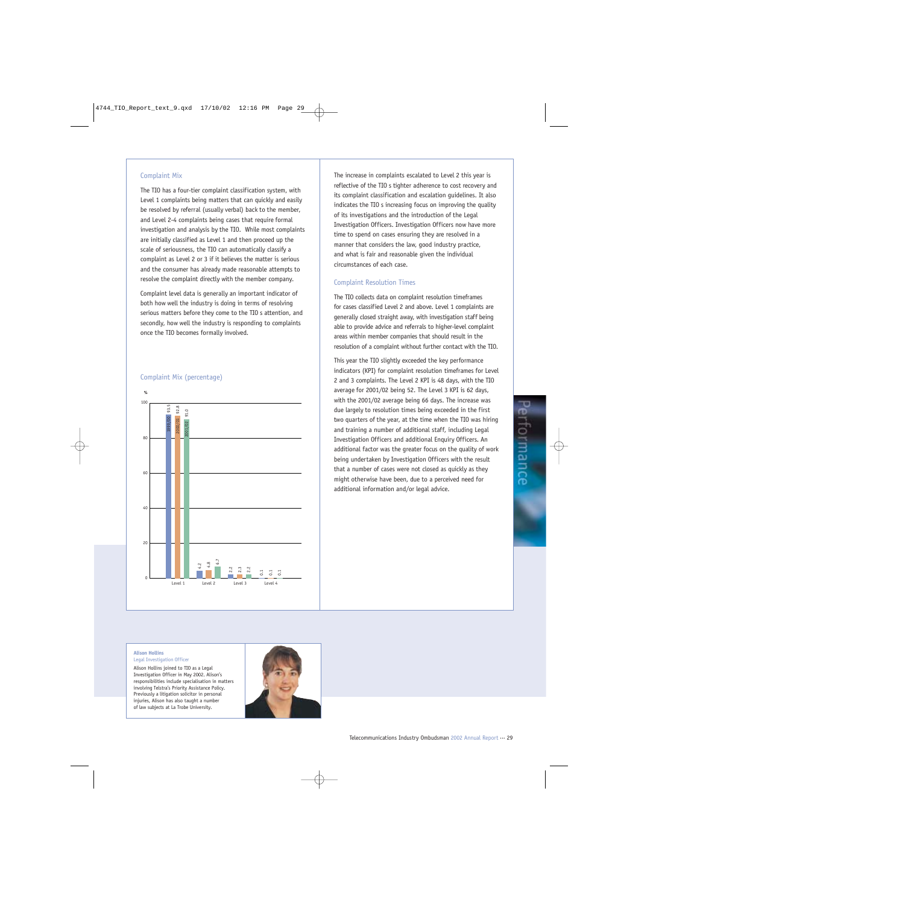## Complaint Mix

The TIO has a four-tier complaint classification system, with Level 1 complaints being matters that can quickly and easily be resolved by referral (usually verbal) back to the member, and Level 2-4 complaints being cases that require formal investigation and analysis by the TIO. While most complaints are initially classified as Level 1 and then proceed up the scale of seriousness, the TIO can automatically classify a complaint as Level 2 or 3 if it believes the matter is serious and the consumer has already made reasonable attempts to resolve the complaint directly with the member company.

Complaint level data is generally an important indicator of both how well the industry is doing in terms of resolving serious matters before they come to the TIO s attention, and secondly, how well the industry is responding to complaints once the TIO becomes formally involved.

### Complaint Mix (percentage)

| % | 1999/00 | 2000/01 | 2001/02 |
|---|---|---|---|
| Level 1 | 93.5 | 92.8 | 91.0 |
| Level 2 | 4.2 | 4.8 | 6.7 |
| Level 3 | 2.2 | 2.3 | 2.2 |
| Level 4 | 0.1 | 0.1 | 0.1 |

The increase in complaints escalated to Level 2 this year is reflective of the TIO s tighter adherence to cost recovery and its complaint classification and escalation guidelines. It also indicates the TIO s increasing focus on improving the quality of its investigations and the introduction of the Legal Investigation Officers. Investigation Officers now have more time to spend on cases ensuring they are resolved in a manner that considers the law, good industry practice, and what is fair and reasonable given the individual circumstances of each case.

## Complaint Resolution Times

The TIO collects data on complaint resolution timeframes for cases classified Level 2 and above. Level 1 complaints are generally closed straight away, with investigation staff being able to provide advice and referrals to higher-level complaint areas within member companies that should result in the resolution of a complaint without further contact with the TIO.

This year the TIO slightly exceeded the key performance indicators (KPI) for complaint resolution timeframes for Level 2 and 3 complaints. The Level 2 KPI is 48 days, with the TIO average for 2001/02 being 52. The Level 3 KPI is 62 days, with the 2001/02 average being 66 days. The increase was due largely to resolution times being exceeded in the first two quarters of the year, at the time when the TIO was hiring and training a number of additional staff, including Legal Investigation Officers and additional Enquiry Officers. An additional factor was the greater focus on the quality of work being undertaken by Investigation Officers with the result that a number of cases were not closed as quickly as they might otherwise have been, due to a perceived need for additional information and/or legal advice.

**Alison Hollins**
Legal Investigation Officer

Alison Hollins joined to TIO as a Legal Investigation Officer in May 2002. Alison's responsibilities include specialisation in matters involving Telstra's Priority Assistance Policy. Previously a litigation solicitor in personal injuries, Alison has also taught a number of law subjects at La Trobe University.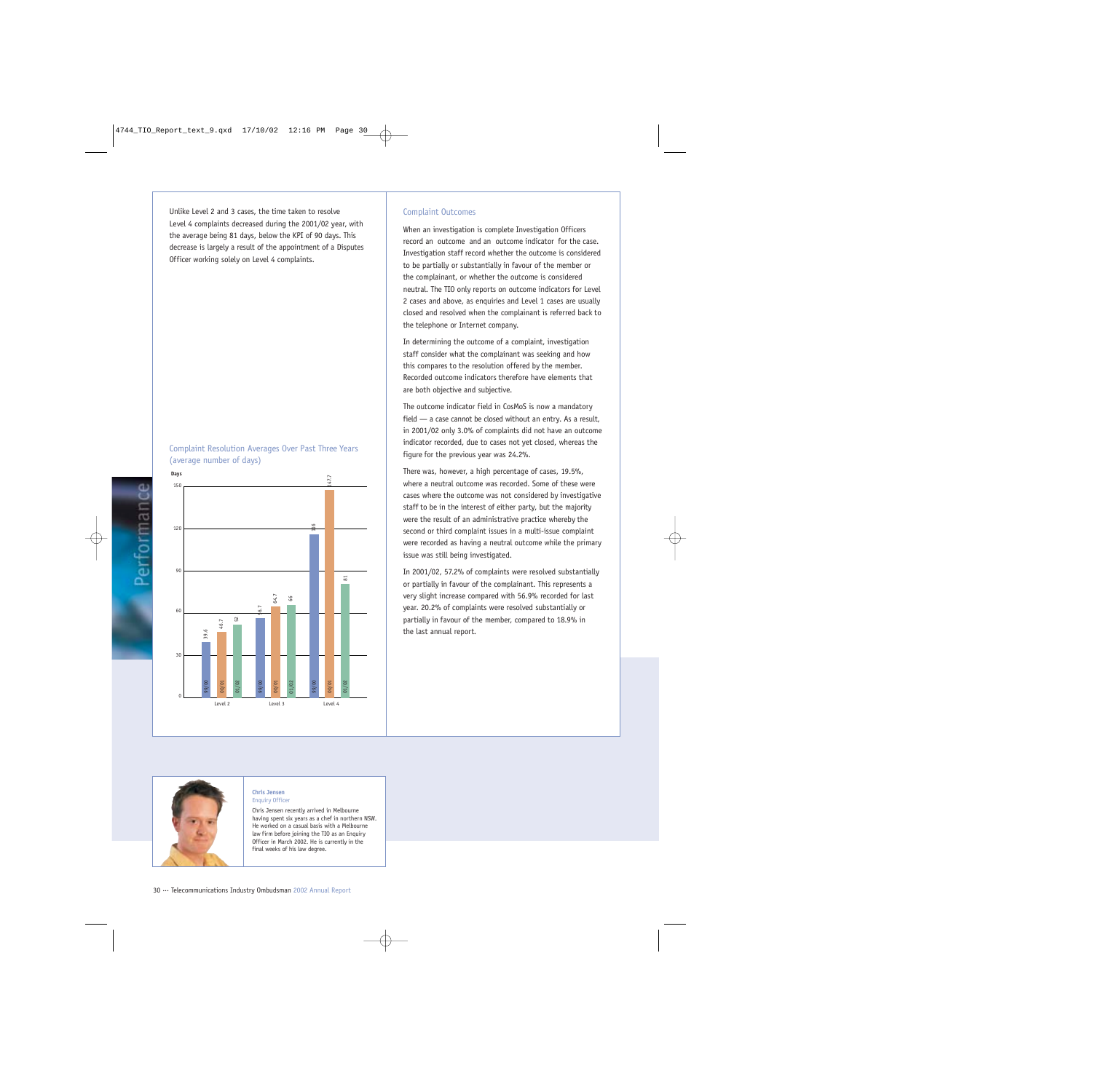Unlike Level 2 and 3 cases, the time taken to resolve Level 4 complaints decreased during the 2001/02 year, with the average being 81 days, below the KPI of 90 days. This decrease is largely a result of the appointment of a Disputes Officer working solely on Level 4 complaints.

### Complaint Resolution Averages Over Past Three Years (average number of days)

| Days | 99/00 | 00/01 | 01/02 |
|---|---|---|---|
| Level 2 | 39.6 | 46.7 | 52 |
| Level 3 | 56.7 | 64.7 | 66 |
| Level 4 | 116 | 147.7 | 81 |

## Complaint Outcomes

When an investigation is complete Investigation Officers record an outcome and an outcome indicator for the case. Investigation staff record whether the outcome is considered to be partially or substantially in favour of the member or the complainant, or whether the outcome is considered neutral. The TIO only reports on outcome indicators for Level 2 cases and above, as enquiries and Level 1 cases are usually closed and resolved when the complainant is referred back to the telephone or Internet company.

In determining the outcome of a complaint, investigation staff consider what the complainant was seeking and how this compares to the resolution offered by the member. Recorded outcome indicators therefore have elements that are both objective and subjective.

The outcome indicator field in CosMoS is now a mandatory field — a case cannot be closed without an entry. As a result, in 2001/02 only 3.0% of complaints did not have an outcome indicator recorded, due to cases not yet closed, whereas the figure for the previous year was 24.2%.

There was, however, a high percentage of cases, 19.5%, where a neutral outcome was recorded. Some of these were cases where the outcome was not considered by investigative staff to be in the interest of either party, but the majority were the result of an administrative practice whereby the second or third complaint issues in a multi-issue complaint were recorded as having a neutral outcome while the primary issue was still being investigated.

In 2001/02, 57.2% of complaints were resolved substantially or partially in favour of the complainant. This represents a very slight increase compared with 56.9% recorded for last year. 20.2% of complaints were resolved substantially or partially in favour of the member, compared to 18.9% in the last annual report.

**Chris Jensen**
Enquiry Officer

Chris Jensen recently arrived in Melbourne having spent six years as a chef in northern NSW. He worked on a casual basis with a Melbourne law firm before joining the TIO as an Enquiry Officer in March 2002. He is currently in the final weeks of his law degree.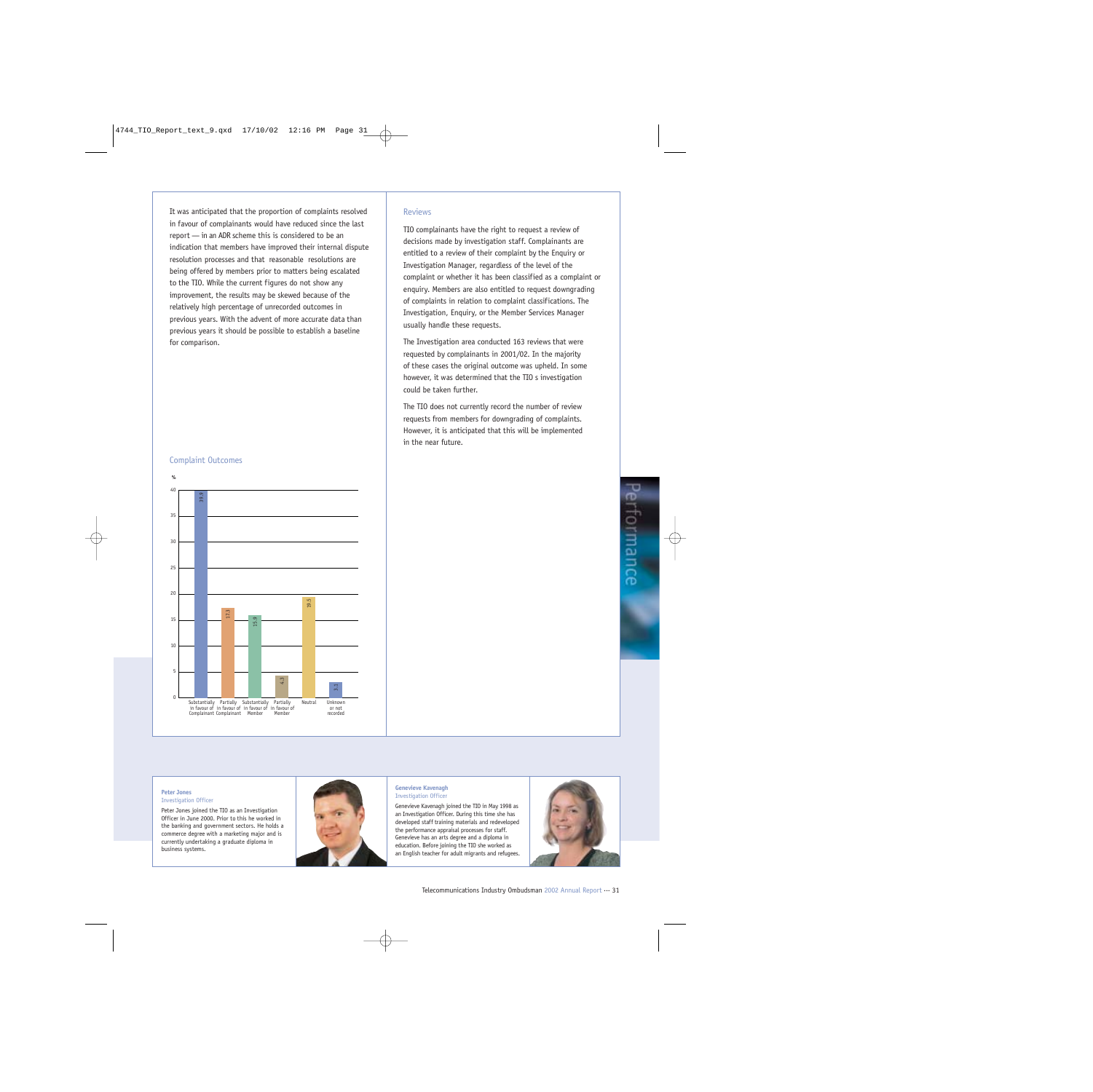It was anticipated that the proportion of complaints resolved in favour of complainants would have reduced since the last report — in an ADR scheme this is considered to be an indication that members have improved their internal dispute resolution processes and that reasonable resolutions are being offered by members prior to matters being escalated to the TIO. While the current figures do not show any improvement, the results may be skewed because of the relatively high percentage of unrecorded outcomes in previous years. With the advent of more accurate data than previous years it should be possible to establish a baseline for comparison.

## Complaint Outcomes

%

40
35
30
25
20
15
10
5
0

39.9
17.3
15.9
4.3
19.5
3.1

Substantially in favour of Complainant
Partially in favour of Complainant
Substantially in favour of Member
Partially in favour of Member
Neutral
Unknown or not recorded

## Reviews

TIO complainants have the right to request a review of decisions made by investigation staff. Complainants are entitled to a review of their complaint by the Enquiry or Investigation Manager, regardless of the level of the complaint or whether it has been classified as a complaint or enquiry. Members are also entitled to request downgrading of complaints in relation to complaint classifications. The Investigation, Enquiry, or the Member Services Manager usually handle these requests.

The Investigation area conducted 163 reviews that were requested by complainants in 2001/02. In the majority of these cases the original outcome was upheld. In some however, it was determined that the TIO s investigation could be taken further.

The TIO does not currently record the number of review requests from members for downgrading of complaints. However, it is anticipated that this will be implemented in the near future.

**Peter Jones**
Investigation Officer

Peter Jones joined the TIO as an Investigation Officer in June 2000. Prior to this he worked in the banking and government sectors. He holds a commerce degree with a marketing major and is currently undertaking a graduate diploma in business systems.

**Genevieve Kavenagh**
Investigation Officer

Genevieve Kavenagh joined the TIO in May 1998 as an Investigation Officer. During this time she has developed staff training materials and redeveloped the performance appraisal processes for staff. Genevieve has an arts degree and a diploma in education. Before joining the TIO she worked as an English teacher for adult migrants and refugees.